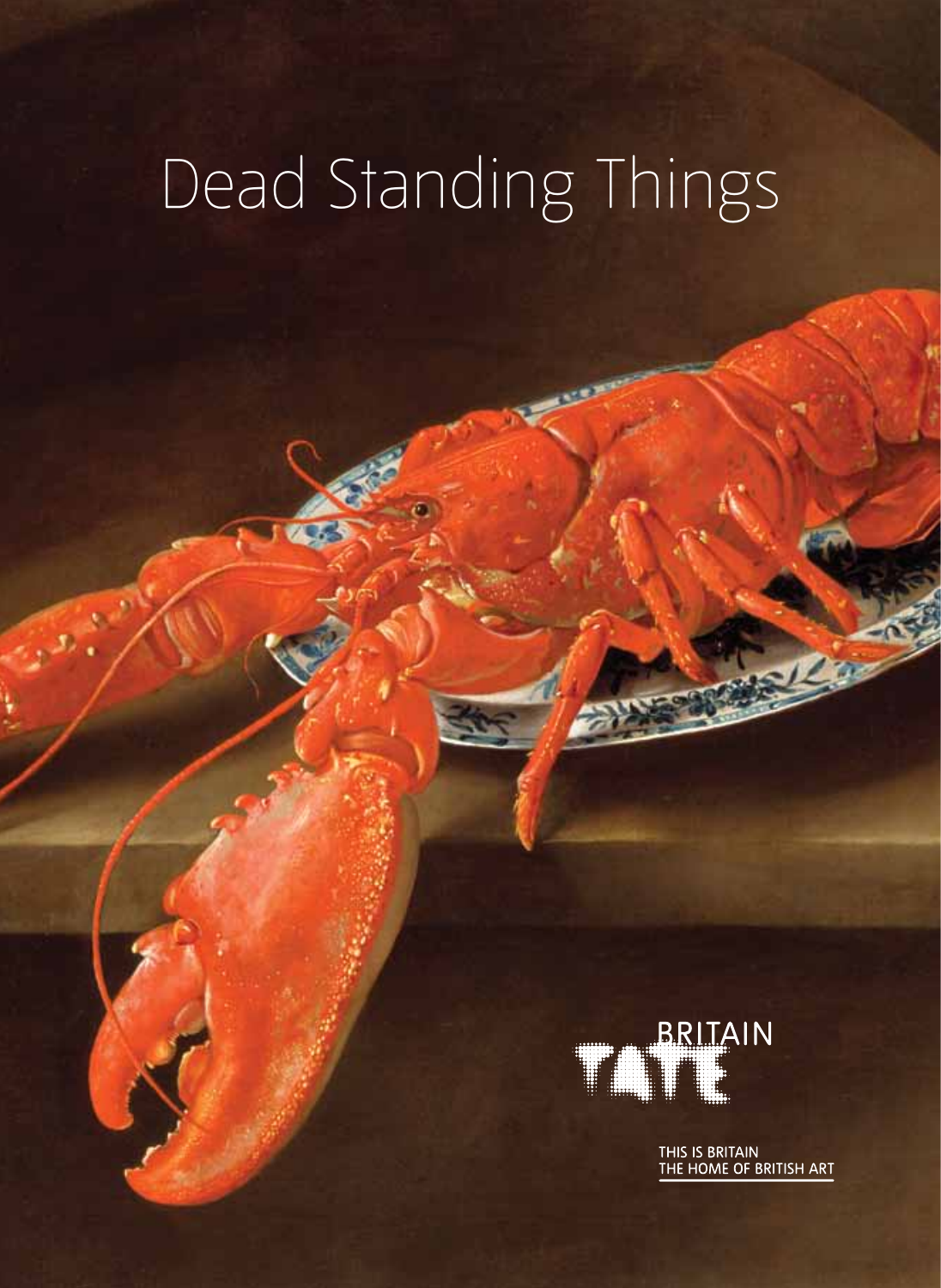# Dead Standing Things

BRITAIN
TATE

THIS IS BRITAIN
THE HOME OF BRITISH ART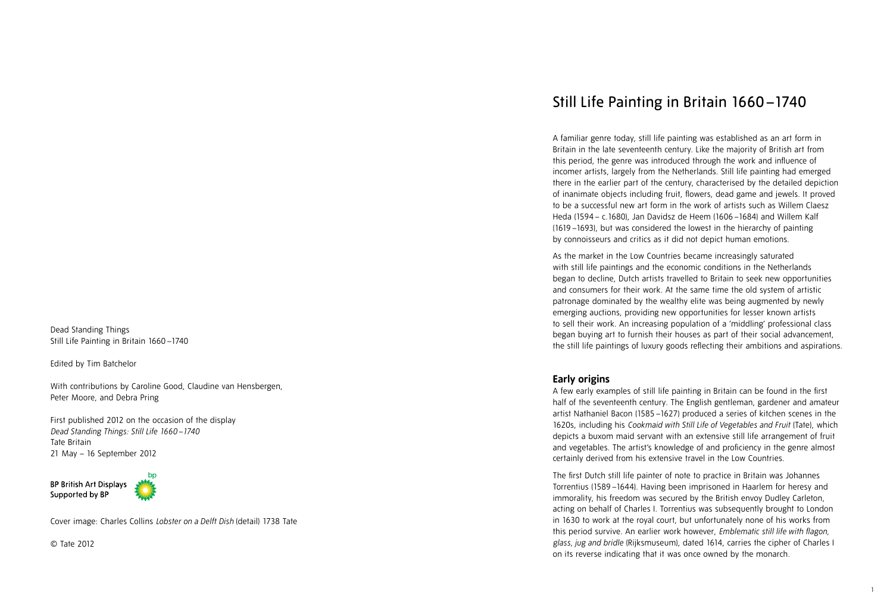Dead Standing Things
Still Life Painting in Britain 1660 –1740

Edited by Tim Batchelor

With contributions by Caroline Good, Claudine van Hensbergen, Peter Moore, and Debra Pring

First published 2012 on the occasion of the display
*Dead Standing Things: Still Life 1660 –1740*
Tate Britain
21 May – 16 September 2012

BP British Art Displays
Supported by BP

Cover image: Charles Collins *Lobster on a Delft Dish* (detail) 1738 Tate

© Tate 2012

# Still Life Painting in Britain 1660 –1740

A familiar genre today, still life painting was established as an art form in Britain in the late seventeenth century. Like the majority of British art from this period, the genre was introduced through the work and influence of incomer artists, largely from the Netherlands. Still life painting had emerged there in the earlier part of the century, characterised by the detailed depiction of inanimate objects including fruit, flowers, dead game and jewels. It proved to be a successful new art form in the work of artists such as Willem Claesz Heda (1594 – c.1680), Jan Davidsz de Heem (1606 –1684) and Willem Kalf (1619 –1693), but was considered the lowest in the hierarchy of painting by connoisseurs and critics as it did not depict human emotions.

As the market in the Low Countries became increasingly saturated with still life paintings and the economic conditions in the Netherlands began to decline, Dutch artists travelled to Britain to seek new opportunities and consumers for their work. At the same time the old system of artistic patronage dominated by the wealthy elite was being augmented by newly emerging auctions, providing new opportunities for lesser known artists to sell their work. An increasing population of a 'middling' professional class began buying art to furnish their houses as part of their social advancement, the still life paintings of luxury goods reflecting their ambitions and aspirations.

## Early origins

A few early examples of still life painting in Britain can be found in the first half of the seventeenth century. The English gentleman, gardener and amateur artist Nathaniel Bacon (1585 –1627) produced a series of kitchen scenes in the 1620s, including his *Cookmaid with Still Life of Vegetables and Fruit* (Tate), which depicts a buxom maid servant with an extensive still life arrangement of fruit and vegetables. The artist's knowledge of and proficiency in the genre almost certainly derived from his extensive travel in the Low Countries.

The first Dutch still life painter of note to practice in Britain was Johannes Torrentius (1589 –1644). Having been imprisoned in Haarlem for heresy and immorality, his freedom was secured by the British envoy Dudley Carleton, acting on behalf of Charles I. Torrentius was subsequently brought to London in 1630 to work at the royal court, but unfortunately none of his works from this period survive. An earlier work however, *Emblematic still life with flagon, glass, jug and bridle* (Rijksmuseum), dated 1614, carries the cipher of Charles I on its reverse indicating that it was once owned by the monarch.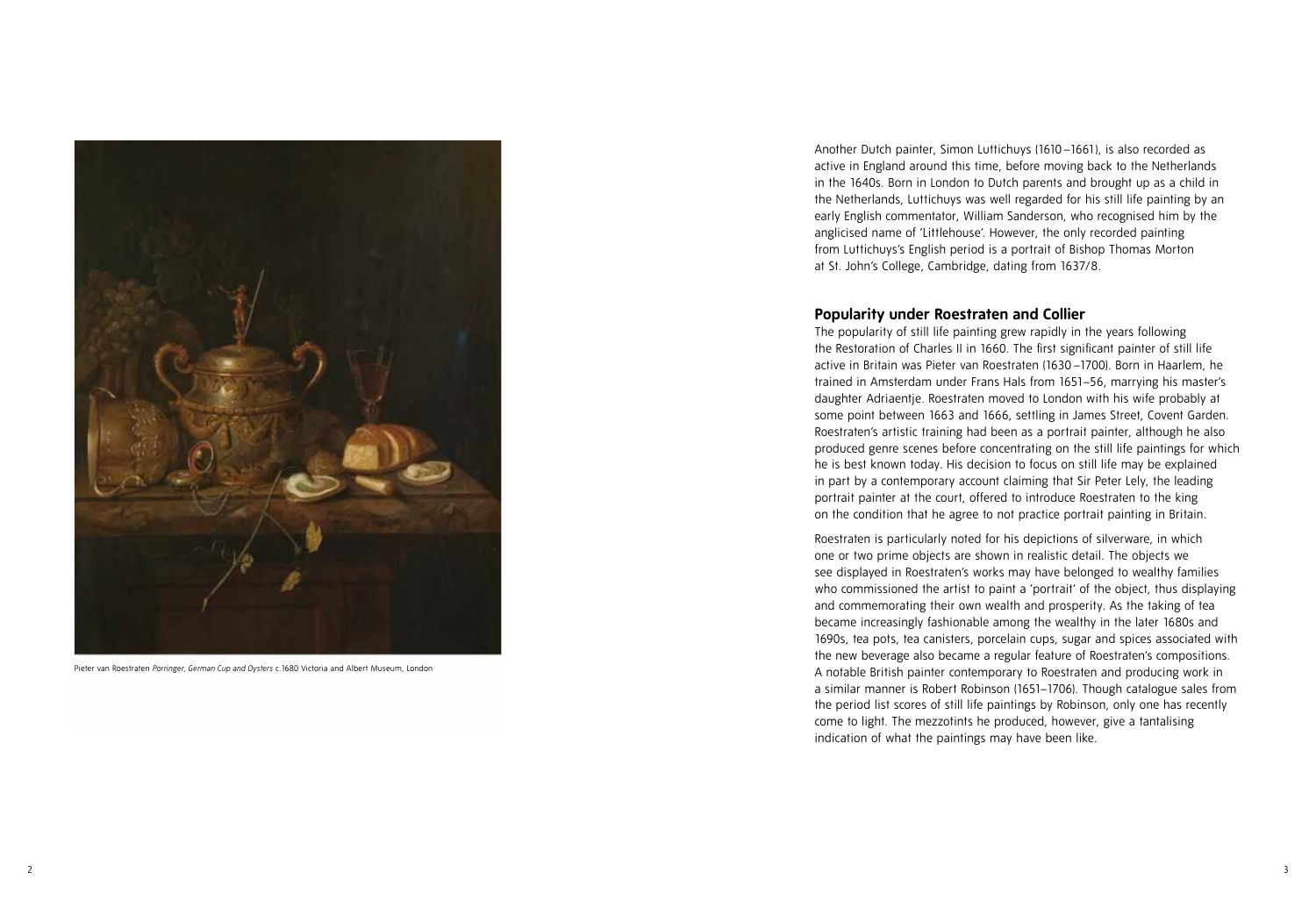Pieter van Roestraten *Porringer, German Cup and Oysters* c.1680 Victoria and Albert Museum, London

Another Dutch painter, Simon Luttichuys (1610 –1661), is also recorded as active in England around this time, before moving back to the Netherlands in the 1640s. Born in London to Dutch parents and brought up as a child in the Netherlands, Luttichuys was well regarded for his still life painting by an early English commentator, William Sanderson, who recognised him by the anglicised name of 'Littlehouse'. However, the only recorded painting from Luttichuys's English period is a portrait of Bishop Thomas Morton at St. John's College, Cambridge, dating from 1637/8.

## Popularity under Roestraten and Collier

The popularity of still life painting grew rapidly in the years following the Restoration of Charles II in 1660. The first significant painter of still life active in Britain was Pieter van Roestraten (1630 –1700). Born in Haarlem, he trained in Amsterdam under Frans Hals from 1651–56, marrying his master's daughter Adriaentje. Roestraten moved to London with his wife probably at some point between 1663 and 1666, settling in James Street, Covent Garden. Roestraten's artistic training had been as a portrait painter, although he also produced genre scenes before concentrating on the still life paintings for which he is best known today. His decision to focus on still life may be explained in part by a contemporary account claiming that Sir Peter Lely, the leading portrait painter at the court, offered to introduce Roestraten to the king on the condition that he agree to not practice portrait painting in Britain.

Roestraten is particularly noted for his depictions of silverware, in which one or two prime objects are shown in realistic detail. The objects we see displayed in Roestraten's works may have belonged to wealthy families who commissioned the artist to paint a 'portrait' of the object, thus displaying and commemorating their own wealth and prosperity. As the taking of tea became increasingly fashionable among the wealthy in the later 1680s and 1690s, tea pots, tea canisters, porcelain cups, sugar and spices associated with the new beverage also became a regular feature of Roestraten's compositions. A notable British painter contemporary to Roestraten and producing work in a similar manner is Robert Robinson (1651–1706). Though catalogue sales from the period list scores of still life paintings by Robinson, only one has recently come to light. The mezzotints he produced, however, give a tantalising indication of what the paintings may have been like.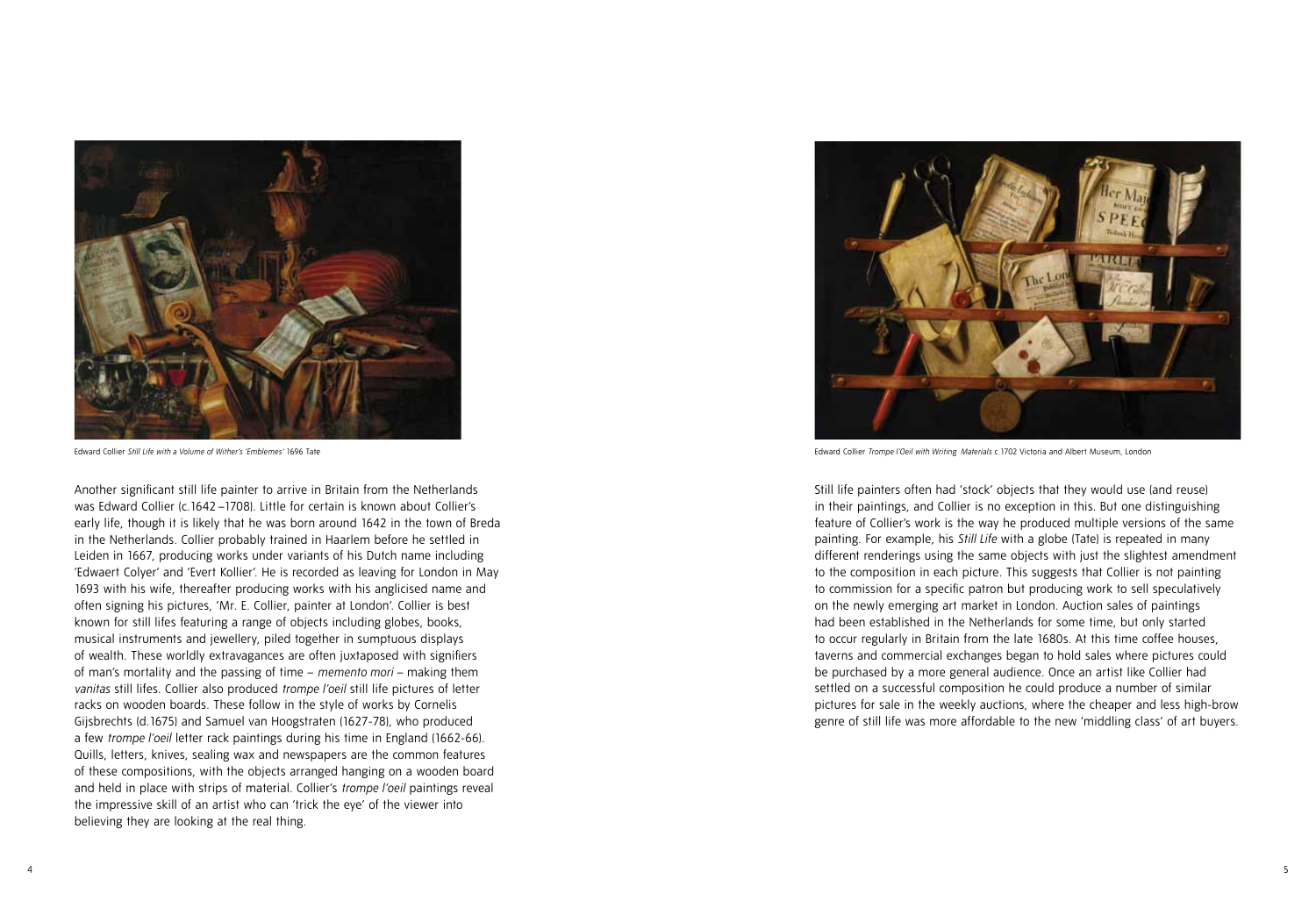Edward Collier *Still Life with a Volume of Wither's 'Emblemes'* 1696 Tate

Another significant still life painter to arrive in Britain from the Netherlands was Edward Collier (c.1642 –1708). Little for certain is known about Collier's early life, though it is likely that he was born around 1642 in the town of Breda in the Netherlands. Collier probably trained in Haarlem before he settled in Leiden in 1667, producing works under variants of his Dutch name including 'Edwaert Colyer' and 'Evert Kollier'. He is recorded as leaving for London in May 1693 with his wife, thereafter producing works with his anglicised name and often signing his pictures, 'Mr. E. Collier, painter at London'. Collier is best known for still lifes featuring a range of objects including globes, books, musical instruments and jewellery, piled together in sumptuous displays of wealth. These worldly extravagances are often juxtaposed with signifiers of man's mortality and the passing of time – *memento mori* – making them *vanitas* still lifes. Collier also produced *trompe l'oeil* still life pictures of letter racks on wooden boards. These follow in the style of works by Cornelis Gijsbrechts (d.1675) and Samuel van Hoogstraten (1627-78), who produced a few *trompe l'oeil* letter rack paintings during his time in England (1662-66). Quills, letters, knives, sealing wax and newspapers are the common features of these compositions, with the objects arranged hanging on a wooden board and held in place with strips of material. Collier's *trompe l'oeil* paintings reveal the impressive skill of an artist who can 'trick the eye' of the viewer into believing they are looking at the real thing.

Edward Collier *Trompe l'Oeil with Writing Materials* c.1702 Victoria and Albert Museum, London

Still life painters often had 'stock' objects that they would use (and reuse) in their paintings, and Collier is no exception in this. But one distinguishing feature of Collier's work is the way he produced multiple versions of the same painting. For example, his *Still Life* with a globe (Tate) is repeated in many different renderings using the same objects with just the slightest amendment to the composition in each picture. This suggests that Collier is not painting to commission for a specific patron but producing work to sell speculatively on the newly emerging art market in London. Auction sales of paintings had been established in the Netherlands for some time, but only started to occur regularly in Britain from the late 1680s. At this time coffee houses, taverns and commercial exchanges began to hold sales where pictures could be purchased by a more general audience. Once an artist like Collier had settled on a successful composition he could produce a number of similar pictures for sale in the weekly auctions, where the cheaper and less high-brow genre of still life was more affordable to the new 'middling class' of art buyers.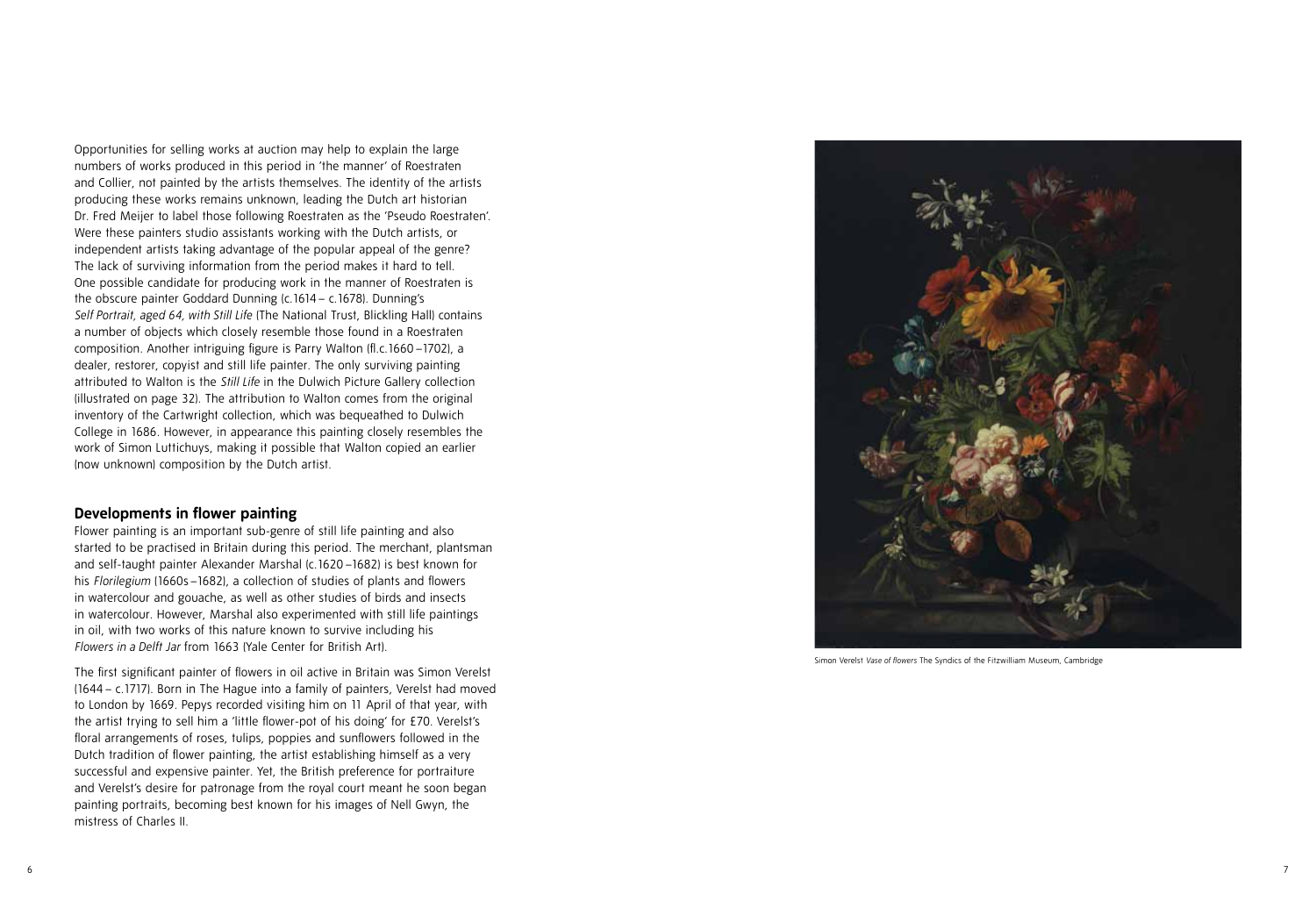Opportunities for selling works at auction may help to explain the large numbers of works produced in this period in 'the manner' of Roestraten and Collier, not painted by the artists themselves. The identity of the artists producing these works remains unknown, leading the Dutch art historian Dr. Fred Meijer to label those following Roestraten as the 'Pseudo Roestraten'. Were these painters studio assistants working with the Dutch artists, or independent artists taking advantage of the popular appeal of the genre? The lack of surviving information from the period makes it hard to tell. One possible candidate for producing work in the manner of Roestraten is the obscure painter Goddard Dunning (c.1614 – c.1678). Dunning's *Self Portrait, aged 64, with Still Life* (The National Trust, Blickling Hall) contains a number of objects which closely resemble those found in a Roestraten composition. Another intriguing figure is Parry Walton (fl.c.1660 –1702), a dealer, restorer, copyist and still life painter. The only surviving painting attributed to Walton is the *Still Life* in the Dulwich Picture Gallery collection (illustrated on page 32). The attribution to Walton comes from the original inventory of the Cartwright collection, which was bequeathed to Dulwich College in 1686. However, in appearance this painting closely resembles the work of Simon Luttichuys, making it possible that Walton copied an earlier (now unknown) composition by the Dutch artist.

## Developments in flower painting

Flower painting is an important sub-genre of still life painting and also started to be practised in Britain during this period. The merchant, plantsman and self-taught painter Alexander Marshal (c.1620 –1682) is best known for his *Florilegium* (1660s –1682), a collection of studies of plants and flowers in watercolour and gouache, as well as other studies of birds and insects in watercolour. However, Marshal also experimented with still life paintings in oil, with two works of this nature known to survive including his *Flowers in a Delft Jar* from 1663 (Yale Center for British Art).

The first significant painter of flowers in oil active in Britain was Simon Verelst (1644 – c.1717). Born in The Hague into a family of painters, Verelst had moved to London by 1669. Pepys recorded visiting him on 11 April of that year, with the artist trying to sell him a 'little flower-pot of his doing' for £70. Verelst's floral arrangements of roses, tulips, poppies and sunflowers followed in the Dutch tradition of flower painting, the artist establishing himself as a very successful and expensive painter. Yet, the British preference for portraiture and Verelst's desire for patronage from the royal court meant he soon began painting portraits, becoming best known for his images of Nell Gwyn, the mistress of Charles II.

Simon Verelst *Vase of flowers* The Syndics of the Fitzwilliam Museum, Cambridge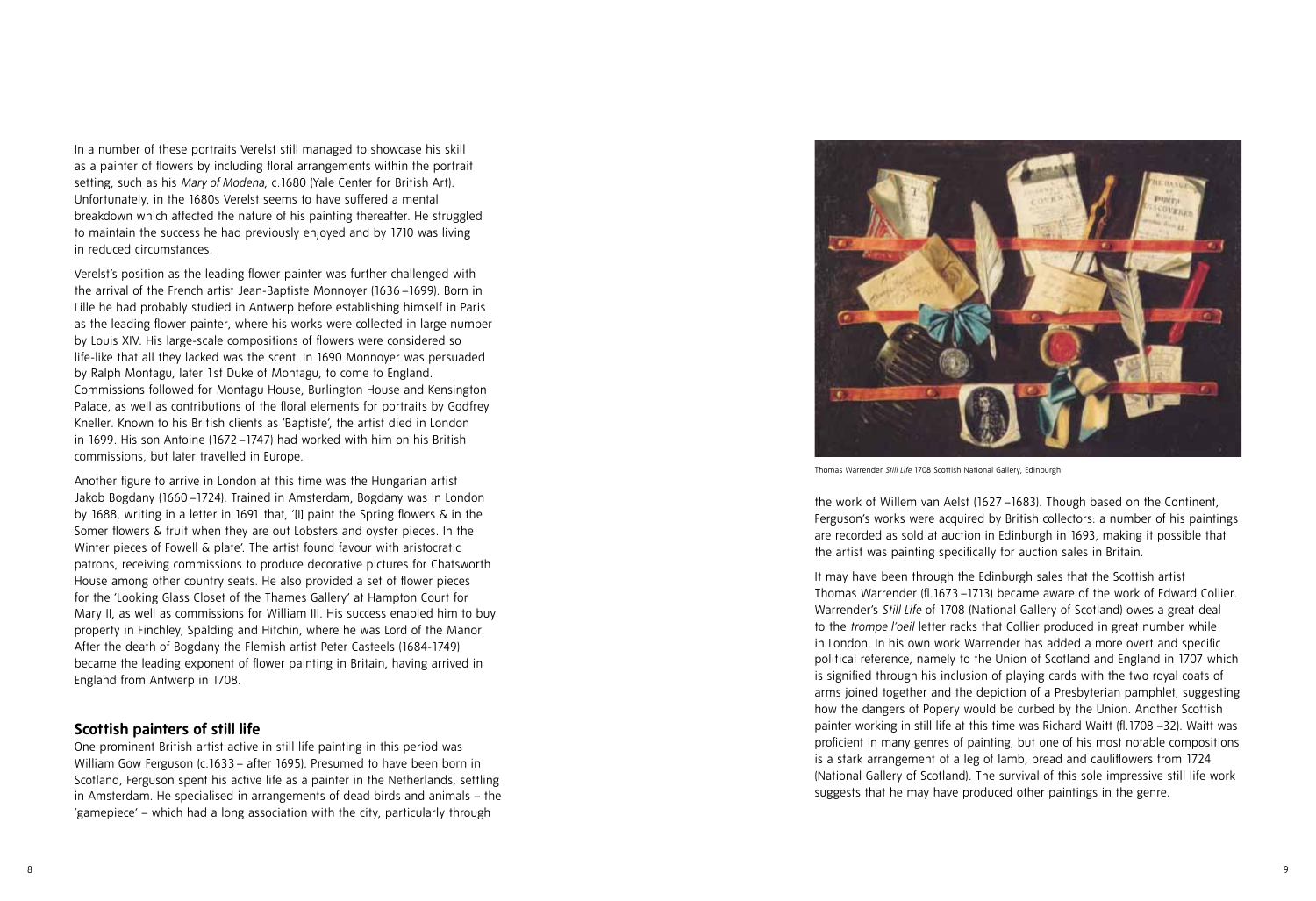In a number of these portraits Verelst still managed to showcase his skill as a painter of flowers by including floral arrangements within the portrait setting, such as his *Mary of Modena*, c.1680 (Yale Center for British Art). Unfortunately, in the 1680s Verelst seems to have suffered a mental breakdown which affected the nature of his painting thereafter. He struggled to maintain the success he had previously enjoyed and by 1710 was living in reduced circumstances.

Verelst's position as the leading flower painter was further challenged with the arrival of the French artist Jean-Baptiste Monnoyer (1636–1699). Born in Lille he had probably studied in Antwerp before establishing himself in Paris as the leading flower painter, where his works were collected in large number by Louis XIV. His large-scale compositions of flowers were considered so life-like that all they lacked was the scent. In 1690 Monnoyer was persuaded by Ralph Montagu, later 1st Duke of Montagu, to come to England. Commissions followed for Montagu House, Burlington House and Kensington Palace, as well as contributions of the floral elements for portraits by Godfrey Kneller. Known to his British clients as 'Baptiste', the artist died in London in 1699. His son Antoine (1672–1747) had worked with him on his British commissions, but later travelled in Europe.

Another figure to arrive in London at this time was the Hungarian artist Jakob Bogdany (1660–1724). Trained in Amsterdam, Bogdany was in London by 1688, writing in a letter in 1691 that, '[I] paint the Spring flowers & in the Somer flowers & fruit when they are out Lobsters and oyster pieces. In the Winter pieces of Fowell & plate'. The artist found favour with aristocratic patrons, receiving commissions to produce decorative pictures for Chatsworth House among other country seats. He also provided a set of flower pieces for the 'Looking Glass Closet of the Thames Gallery' at Hampton Court for Mary II, as well as commissions for William III. His success enabled him to buy property in Finchley, Spalding and Hitchin, where he was Lord of the Manor. After the death of Bogdany the Flemish artist Peter Casteels (1684-1749) became the leading exponent of flower painting in Britain, having arrived in England from Antwerp in 1708.

## Scottish painters of still life

One prominent British artist active in still life painting in this period was William Gow Ferguson (c.1633 – after 1695). Presumed to have been born in Scotland, Ferguson spent his active life as a painter in the Netherlands, settling in Amsterdam. He specialised in arrangements of dead birds and animals – the 'gamepiece' – which had a long association with the city, particularly through the work of Willem van Aelst (1627–1683). Though based on the Continent, Ferguson's works were acquired by British collectors: a number of his paintings are recorded as sold at auction in Edinburgh in 1693, making it possible that the artist was painting specifically for auction sales in Britain.

Thomas Warrender *Still Life* 1708 Scottish National Gallery, Edinburgh

It may have been through the Edinburgh sales that the Scottish artist Thomas Warrender (fl.1673–1713) became aware of the work of Edward Collier. Warrender's *Still Life* of 1708 (National Gallery of Scotland) owes a great deal to the *trompe l'oeil* letter racks that Collier produced in great number while in London. In his own work Warrender has added a more overt and specific political reference, namely to the Union of Scotland and England in 1707 which is signified through his inclusion of playing cards with the two royal coats of arms joined together and the depiction of a Presbyterian pamphlet, suggesting how the dangers of Popery would be curbed by the Union. Another Scottish painter working in still life at this time was Richard Waitt (fl.1708–32). Waitt was proficient in many genres of painting, but one of his most notable compositions is a stark arrangement of a leg of lamb, bread and cauliflowers from 1724 (National Gallery of Scotland). The survival of this sole impressive still life work suggests that he may have produced other paintings in the genre.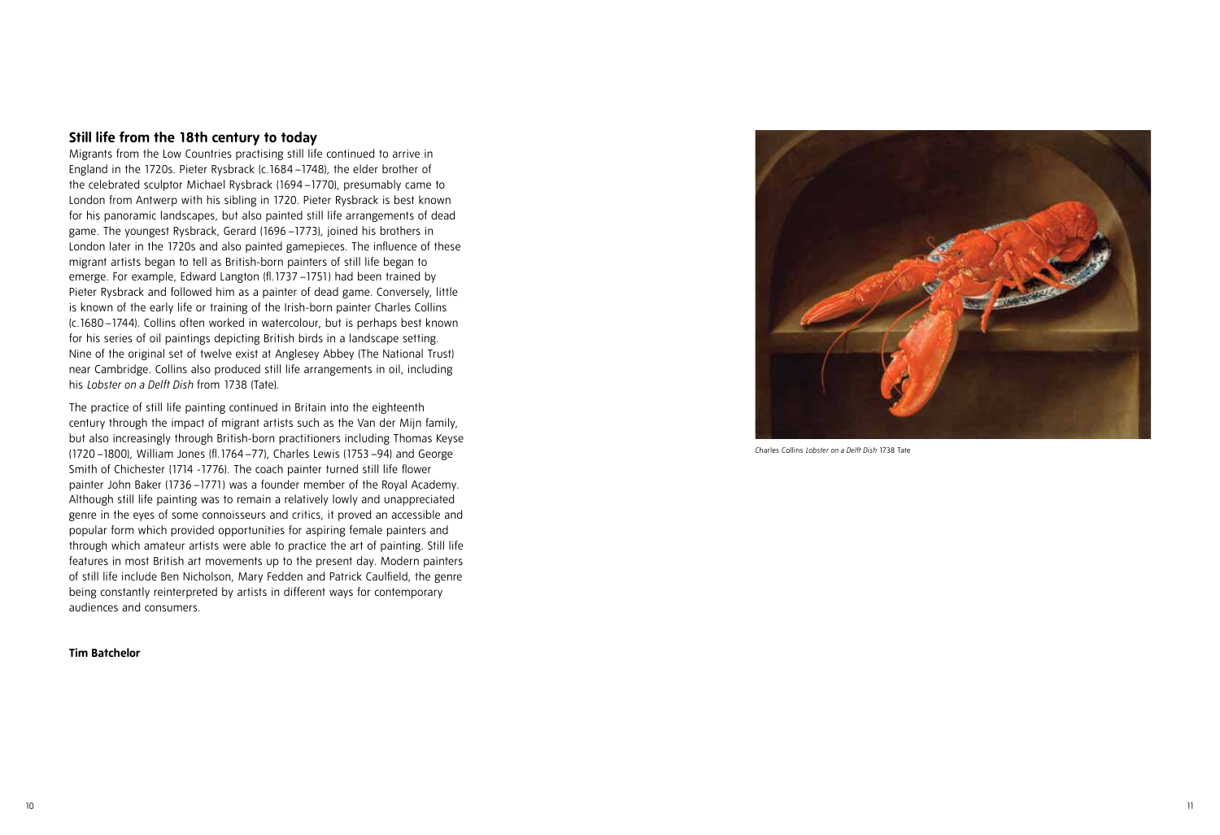## Still life from the 18th century to today

Migrants from the Low Countries practising still life continued to arrive in England in the 1720s. Pieter Rysbrack (c.1684 –1748), the elder brother of the celebrated sculptor Michael Rysbrack (1694 –1770), presumably came to London from Antwerp with his sibling in 1720. Pieter Rysbrack is best known for his panoramic landscapes, but also painted still life arrangements of dead game. The youngest Rysbrack, Gerard (1696 –1773), joined his brothers in London later in the 1720s and also painted gamepieces. The influence of these migrant artists began to tell as British-born painters of still life began to emerge. For example, Edward Langton (fl.1737 –1751) had been trained by Pieter Rysbrack and followed him as a painter of dead game. Conversely, little is known of the early life or training of the Irish-born painter Charles Collins (c.1680 –1744). Collins often worked in watercolour, but is perhaps best known for his series of oil paintings depicting British birds in a landscape setting. Nine of the original set of twelve exist at Anglesey Abbey (The National Trust) near Cambridge. Collins also produced still life arrangements in oil, including his *Lobster on a Delft Dish* from 1738 (Tate).

The practice of still life painting continued in Britain into the eighteenth century through the impact of migrant artists such as the Van der Mijn family, but also increasingly through British-born practitioners including Thomas Keyse (1720 –1800), William Jones (fl.1764 –77), Charles Lewis (1753 –94) and George Smith of Chichester (1714 -1776). The coach painter turned still life flower painter John Baker (1736 –1771) was a founder member of the Royal Academy. Although still life painting was to remain a relatively lowly and unappreciated genre in the eyes of some connoisseurs and critics, it proved an accessible and popular form which provided opportunities for aspiring female painters and through which amateur artists were able to practice the art of painting. Still life features in most British art movements up to the present day. Modern painters of still life include Ben Nicholson, Mary Fedden and Patrick Caulfield, the genre being constantly reinterpreted by artists in different ways for contemporary audiences and consumers.

**Tim Batchelor**

Charles Collins *Lobster on a Delft Dish* 1738 Tate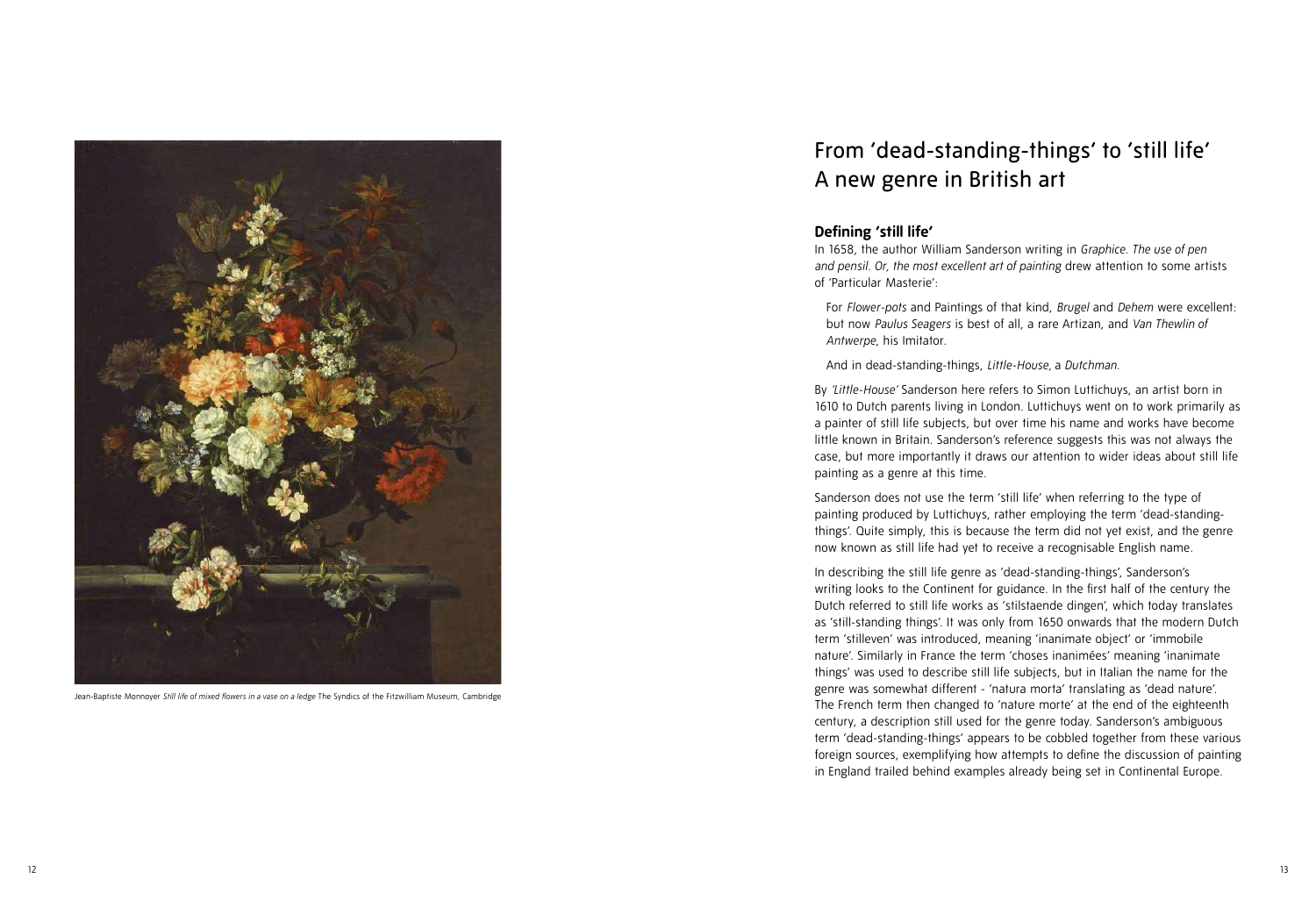Jean-Baptiste Monnoyer *Still life of mixed flowers in a vase on a ledge* The Syndics of the Fitzwilliam Museum, Cambridge

# From 'dead-standing-things' to 'still life' A new genre in British art

## Defining 'still life'

In 1658, the author William Sanderson writing in *Graphice. The use of pen and pensil. Or, the most excellent art of painting* drew attention to some artists of 'Particular Masterie':

> For *Flower-pots* and Paintings of that kind, *Brugel* and *Dehem* were excellent: but now *Paulus Seagers* is best of all, a rare Artizan, and *Van Thewlin of Antwerpe*, his Imitator.
>
> And in dead-standing-things, *Little-House*, a *Dutchman*.

By *'Little-House'* Sanderson here refers to Simon Luttichuys, an artist born in 1610 to Dutch parents living in London. Luttichuys went on to work primarily as a painter of still life subjects, but over time his name and works have become little known in Britain. Sanderson's reference suggests this was not always the case, but more importantly it draws our attention to wider ideas about still life painting as a genre at this time.

Sanderson does not use the term 'still life' when referring to the type of painting produced by Luttichuys, rather employing the term 'dead-standing-things'. Quite simply, this is because the term did not yet exist, and the genre now known as still life had yet to receive a recognisable English name.

In describing the still life genre as 'dead-standing-things', Sanderson's writing looks to the Continent for guidance. In the first half of the century the Dutch referred to still life works as 'stilstaende dingen', which today translates as 'still-standing things'. It was only from 1650 onwards that the modern Dutch term 'stilleven' was introduced, meaning 'inanimate object' or 'immobile nature'. Similarly in France the term 'choses inanimées' meaning 'inanimate things' was used to describe still life subjects, but in Italian the name for the genre was somewhat different - 'natura morta' translating as 'dead nature'. The French term then changed to 'nature morte' at the end of the eighteenth century, a description still used for the genre today. Sanderson's ambiguous term 'dead-standing-things' appears to be cobbled together from these various foreign sources, exemplifying how attempts to define the discussion of painting in England trailed behind examples already being set in Continental Europe.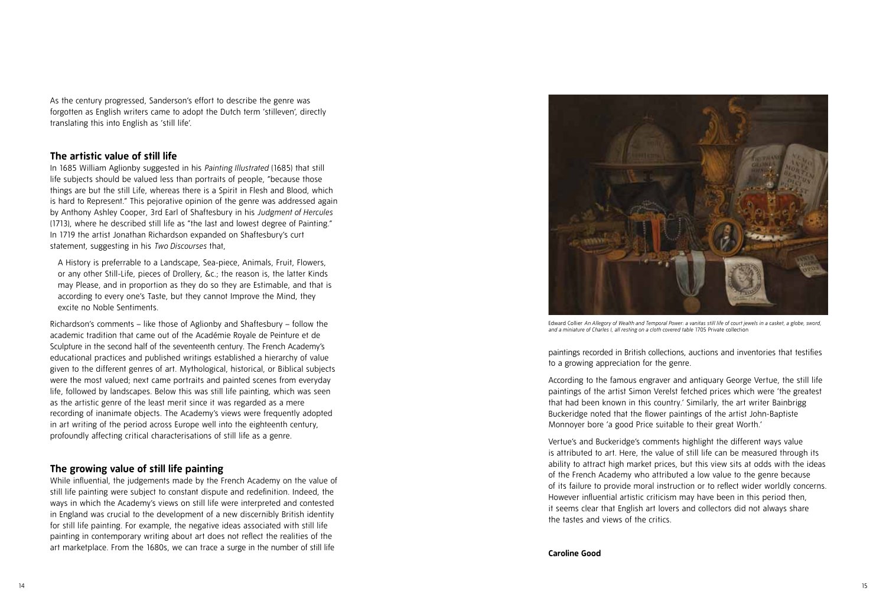As the century progressed, Sanderson's effort to describe the genre was forgotten as English writers came to adopt the Dutch term 'stilleven', directly translating this into English as 'still life'.

## The artistic value of still life

In 1685 William Aglionby suggested in his *Painting Illustrated* (1685) that still life subjects should be valued less than portraits of people, "because those things are but the still Life, whereas there is a Spirit in Flesh and Blood, which is hard to Represent." This pejorative opinion of the genre was addressed again by Anthony Ashley Cooper, 3rd Earl of Shaftesbury in his *Judgment of Hercules* (1713), where he described still life as "the last and lowest degree of Painting." In 1719 the artist Jonathan Richardson expanded on Shaftesbury's curt statement, suggesting in his *Two Discourses* that,

> A History is preferrable to a Landscape, Sea-piece, Animals, Fruit, Flowers, or any other Still-Life, pieces of Drollery, &c.; the reason is, the latter Kinds may Please, and in proportion as they do so they are Estimable, and that is according to every one's Taste, but they cannot Improve the Mind, they excite no Noble Sentiments.

Richardson's comments – like those of Aglionby and Shaftesbury – follow the academic tradition that came out of the Académie Royale de Peinture et de Sculpture in the second half of the seventeenth century. The French Academy's educational practices and published writings established a hierarchy of value given to the different genres of art. Mythological, historical, or Biblical subjects were the most valued; next came portraits and painted scenes from everyday life, followed by landscapes. Below this was still life painting, which was seen as the artistic genre of the least merit since it was regarded as a mere recording of inanimate objects. The Academy's views were frequently adopted in art writing of the period across Europe well into the eighteenth century, profoundly affecting critical characterisations of still life as a genre.

## The growing value of still life painting

While influential, the judgements made by the French Academy on the value of still life painting were subject to constant dispute and redefinition. Indeed, the ways in which the Academy's views on still life were interpreted and contested in England was crucial to the development of a new discernibly British identity for still life painting. For example, the negative ideas associated with still life painting in contemporary writing about art does not reflect the realities of the art marketplace. From the 1680s, we can trace a surge in the number of still life paintings recorded in British collections, auctions and inventories that testifies to a growing appreciation for the genre.

Edward Collier *An Allegory of Wealth and Temporal Power: a vanitas still life of court jewels in a casket, a globe, sword, and a miniature of Charles I, all resting on a cloth covered table* 1705 Private collection

According to the famous engraver and antiquary George Vertue, the still life paintings of the artist Simon Verelst fetched prices which were 'the greatest that had been known in this country.' Similarly, the art writer Bainbrigg Buckeridge noted that the flower paintings of the artist John-Baptiste Monnoyer bore 'a good Price suitable to their great Worth.'

Vertue's and Buckeridge's comments highlight the different ways value is attributed to art. Here, the value of still life can be measured through its ability to attract high market prices, but this view sits at odds with the ideas of the French Academy who attributed a low value to the genre because of its failure to provide moral instruction or to reflect wider worldly concerns. However influential artistic criticism may have been in this period then, it seems clear that English art lovers and collectors did not always share the tastes and views of the critics.

**Caroline Good**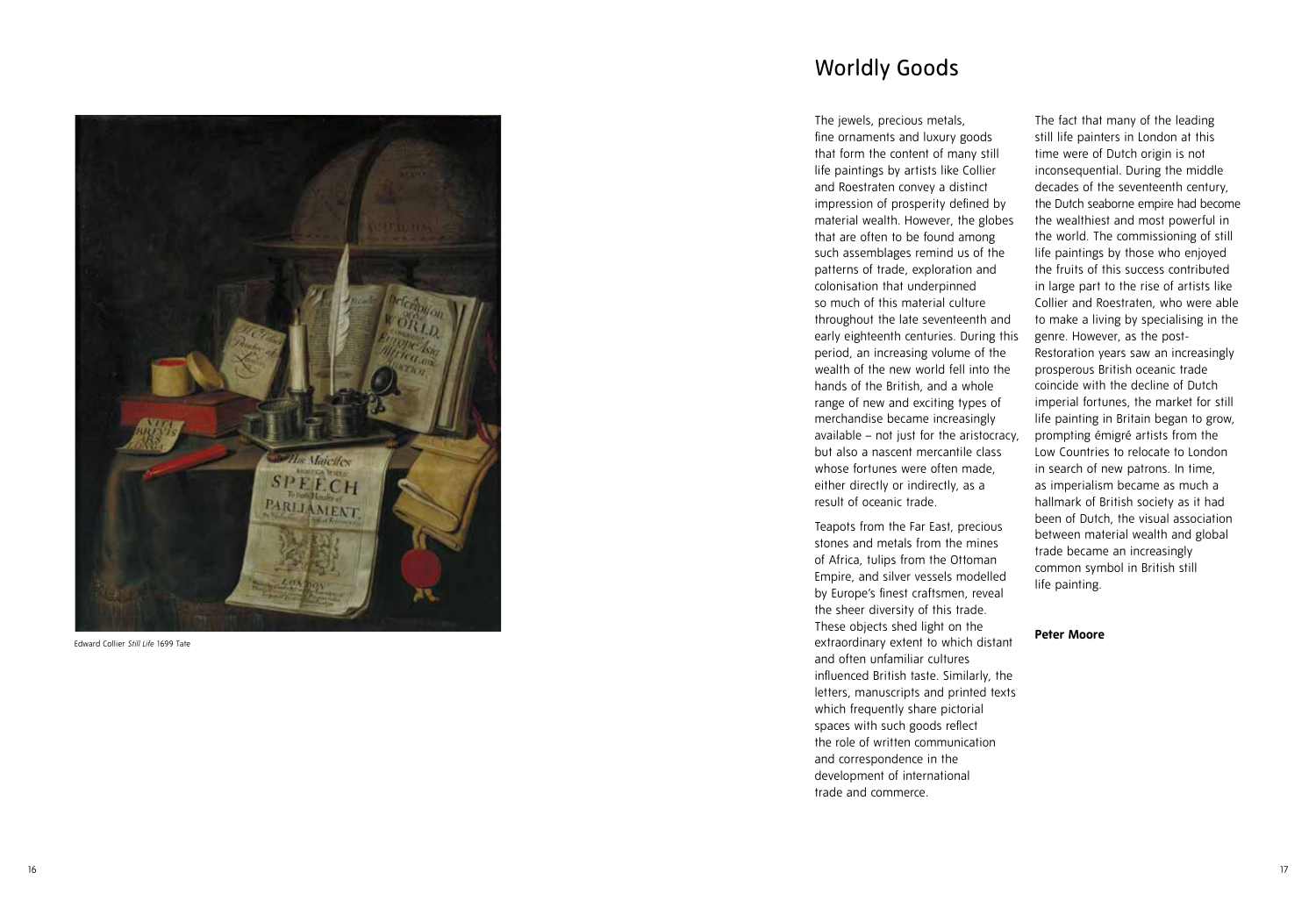Edward Collier *Still Life* 1699 Tate

# Worldly Goods

The jewels, precious metals, fine ornaments and luxury goods that form the content of many still life paintings by artists like Collier and Roestraten convey a distinct impression of prosperity defined by material wealth. However, the globes that are often to be found among such assemblages remind us of the patterns of trade, exploration and colonisation that underpinned so much of this material culture throughout the late seventeenth and early eighteenth centuries. During this period, an increasing volume of the wealth of the new world fell into the hands of the British, and a whole range of new and exciting types of merchandise became increasingly available – not just for the aristocracy, but also a nascent mercantile class whose fortunes were often made, either directly or indirectly, as a result of oceanic trade.

Teapots from the Far East, precious stones and metals from the mines of Africa, tulips from the Ottoman Empire, and silver vessels modelled by Europe's finest craftsmen, reveal the sheer diversity of this trade. These objects shed light on the extraordinary extent to which distant and often unfamiliar cultures influenced British taste. Similarly, the letters, manuscripts and printed texts which frequently share pictorial spaces with such goods reflect the role of written communication and correspondence in the development of international trade and commerce.

The fact that many of the leading still life painters in London at this time were of Dutch origin is not inconsequential. During the middle decades of the seventeenth century, the Dutch seaborne empire had become the wealthiest and most powerful in the world. The commissioning of still life paintings by those who enjoyed the fruits of this success contributed in large part to the rise of artists like Collier and Roestraten, who were able to make a living by specialising in the genre. However, as the post-Restoration years saw an increasingly prosperous British oceanic trade coincide with the decline of Dutch imperial fortunes, the market for still life painting in Britain began to grow, prompting émigré artists from the Low Countries to relocate to London in search of new patrons. In time, as imperialism became as much a hallmark of British society as it had been of Dutch, the visual association between material wealth and global trade became an increasingly common symbol in British still life painting.

**Peter Moore**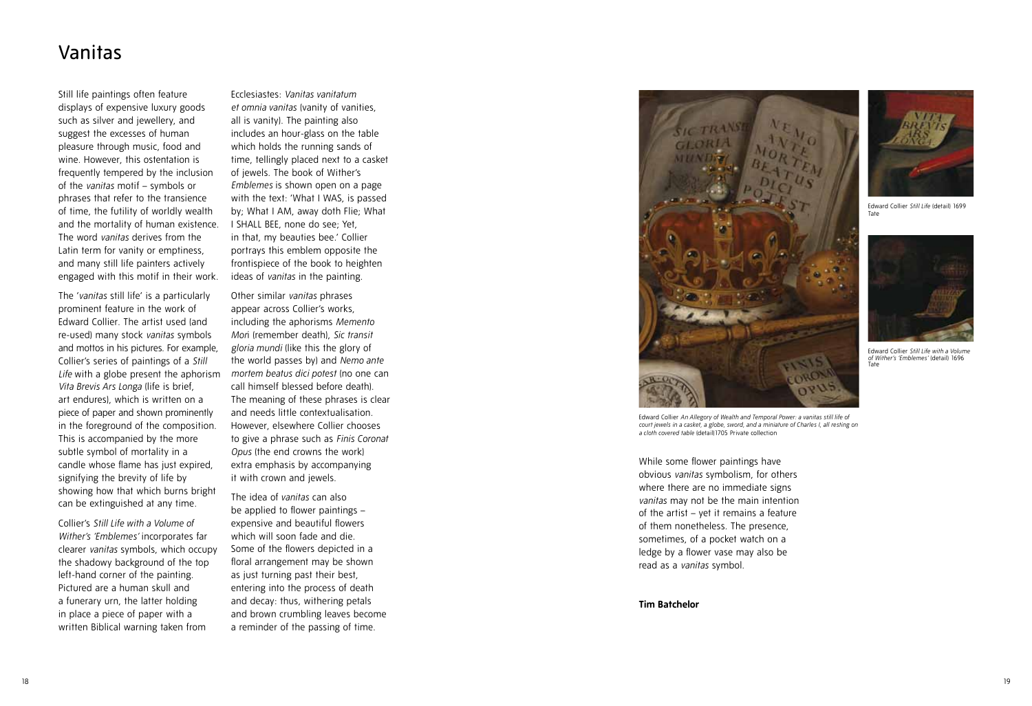# Vanitas

Still life paintings often feature displays of expensive luxury goods such as silver and jewellery, and suggest the excesses of human pleasure through music, food and wine. However, this ostentation is frequently tempered by the inclusion of the *vanitas* motif – symbols or phrases that refer to the transience of time, the futility of worldly wealth and the mortality of human existence. The word *vanitas* derives from the Latin term for vanity or emptiness, and many still life painters actively engaged with this motif in their work.

The '*vanitas* still life' is a particularly prominent feature in the work of Edward Collier. The artist used (and re-used) many stock *vanitas* symbols and mottos in his pictures. For example, Collier's series of paintings of a *Still Life* with a globe present the aphorism *Vita Brevis Ars Longa* (life is brief, art endures), which is written on a piece of paper and shown prominently in the foreground of the composition. This is accompanied by the more subtle symbol of mortality in a candle whose flame has just expired, signifying the brevity of life by showing how that which burns bright can be extinguished at any time.

Collier's *Still Life with a Volume of Wither's 'Emblemes'* incorporates far clearer *vanitas* symbols, which occupy the shadowy background of the top left-hand corner of the painting. Pictured are a human skull and a funerary urn, the latter holding in place a piece of paper with a written Biblical warning taken from Ecclesiastes: *Vanitas vanitatum et omnia vanitas* (vanity of vanities, all is vanity). The painting also includes an hour-glass on the table which holds the running sands of time, tellingly placed next to a casket of jewels. The book of Wither's *Emblemes* is shown open on a page with the text: 'What I WAS, is passed by; What I AM, away doth Flie; What I SHALL BEE, none do see; Yet, in that, my beauties bee.' Collier portrays this emblem opposite the frontispiece of the book to heighten ideas of *vanitas* in the painting.

Other similar *vanitas* phrases appear across Collier's works, including the aphorisms *Memento Mori* (remember death), *Sic transit gloria mundi* (like this the glory of the world passes by) and *Nemo ante mortem beatus dici potest* (no one can call himself blessed before death). The meaning of these phrases is clear and needs little contextualisation. However, elsewhere Collier chooses to give a phrase such as *Finis Coronat Opus* (the end crowns the work) extra emphasis by accompanying it with crown and jewels.

The idea of *vanitas* can also be applied to flower paintings – expensive and beautiful flowers which will soon fade and die. Some of the flowers depicted in a floral arrangement may be shown as just turning past their best, entering into the process of death and decay: thus, withering petals and brown crumbling leaves become a reminder of the passing of time.

Edward Collier *An Allegory of Wealth and Temporal Power: a vanitas still life of court jewels in a casket, a globe, sword, and a miniature of Charles I, all resting on a cloth covered table* (detail)1705 Private collection

Edward Collier *Still Life* (detail) 1699 Tate

Edward Collier *Still Life with a Volume of Wither's 'Emblemes'* (detail) 1696 Tate

While some flower paintings have obvious *vanitas* symbolism, for others where there are no immediate signs *vanitas* may not be the main intention of the artist – yet it remains a feature of them nonetheless. The presence, sometimes, of a pocket watch on a ledge by a flower vase may also be read as a *vanitas* symbol.

**Tim Batchelor**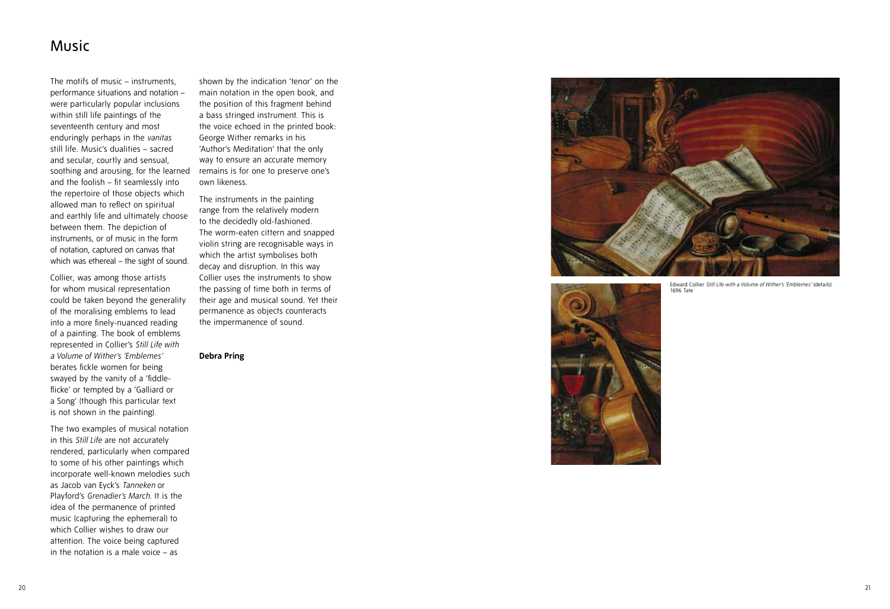# Music

The motifs of music – instruments, performance situations and notation – were particularly popular inclusions within still life paintings of the seventeenth century and most enduringly perhaps in the *vanitas* still life. Music's dualities – sacred and secular, courtly and sensual, soothing and arousing, for the learned and the foolish – fit seamlessly into the repertoire of those objects which allowed man to reflect on spiritual and earthly life and ultimately choose between them. The depiction of instruments, or of music in the form of notation, captured on canvas that which was ethereal – the sight of sound.

Collier, was among those artists for whom musical representation could be taken beyond the generality of the moralising emblems to lead into a more finely-nuanced reading of a painting. The book of emblems represented in Collier's *Still Life with a Volume of Wither's 'Emblemes'* berates fickle women for being swayed by the vanity of a 'fiddle-flicke' or tempted by a 'Galliard or a Song' (though this particular text is not shown in the painting).

The two examples of musical notation in this *Still Life* are not accurately rendered, particularly when compared to some of his other paintings which incorporate well-known melodies such as Jacob van Eyck's *Tanneken* or Playford's *Grenadier's March*. It is the idea of the permanence of printed music (capturing the ephemeral) to which Collier wishes to draw our attention. The voice being captured in the notation is a male voice – as shown by the indication 'tenor' on the main notation in the open book, and the position of this fragment behind a bass stringed instrument. This is the voice echoed in the printed book: George Wither remarks in his 'Author's Meditation' that the only way to ensure an accurate memory remains is for one to preserve one's own likeness.

The instruments in the painting range from the relatively modern to the decidedly old-fashioned. The worm-eaten cittern and snapped violin string are recognisable ways in which the artist symbolises both decay and disruption. In this way Collier uses the instruments to show the passing of time both in terms of their age and musical sound. Yet their permanence as objects counteracts the impermanence of sound.

**Debra Pring**

Edward Collier *Still Life with a Volume of Wither's 'Emblemes'* (details) 1696 Tate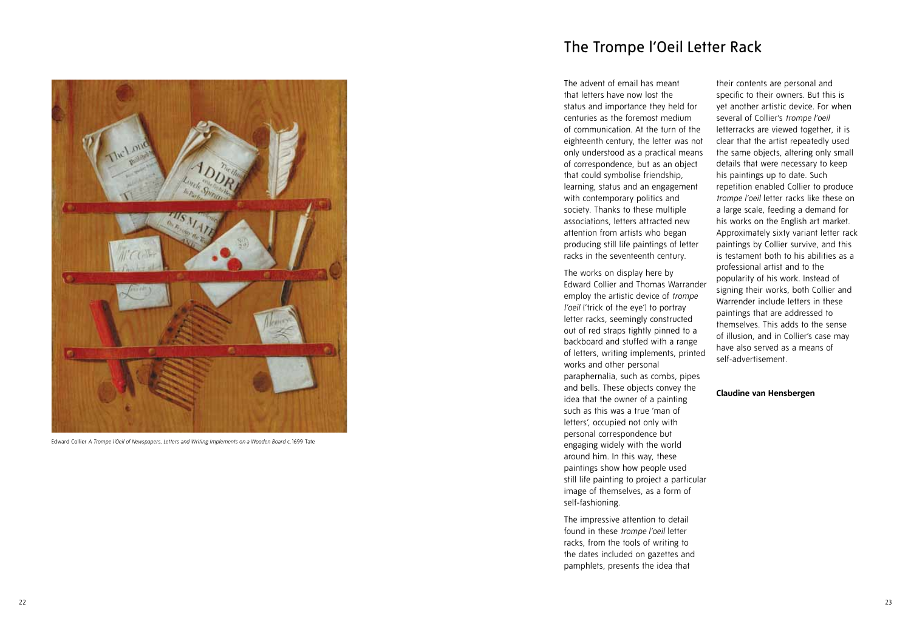Edward Collier *A Trompe l'Oeil of Newspapers, Letters and Writing Implements on a Wooden Board* c.1699 Tate

# The Trompe l'Oeil Letter Rack

The advent of email has meant that letters have now lost the status and importance they held for centuries as the foremost medium of communication. At the turn of the eighteenth century, the letter was not only understood as a practical means of correspondence, but as an object that could symbolise friendship, learning, status and an engagement with contemporary politics and society. Thanks to these multiple associations, letters attracted new attention from artists who began producing still life paintings of letter racks in the seventeenth century.

The works on display here by Edward Collier and Thomas Warrander employ the artistic device of *trompe l'oeil* ('trick of the eye') to portray letter racks, seemingly constructed out of red straps tightly pinned to a backboard and stuffed with a range of letters, writing implements, printed works and other personal paraphernalia, such as combs, pipes and bells. These objects convey the idea that the owner of a painting such as this was a true 'man of letters', occupied not only with personal correspondence but engaging widely with the world around him. In this way, these paintings show how people used still life painting to project a particular image of themselves, as a form of self-fashioning.

The impressive attention to detail found in these *trompe l'oeil* letter racks, from the tools of writing to the dates included on gazettes and pamphlets, presents the idea that their contents are personal and specific to their owners. But this is yet another artistic device. For when several of Collier's *trompe l'oeil* letterracks are viewed together, it is clear that the artist repeatedly used the same objects, altering only small details that were necessary to keep his paintings up to date. Such repetition enabled Collier to produce *trompe l'oeil* letter racks like these on a large scale, feeding a demand for his works on the English art market. Approximately sixty variant letter rack paintings by Collier survive, and this is testament both to his abilities as a professional artist and to the popularity of his work. Instead of signing their works, both Collier and Warrender include letters in these paintings that are addressed to themselves. This adds to the sense of illusion, and in Collier's case may have also served as a means of self-advertisement.

**Claudine van Hensbergen**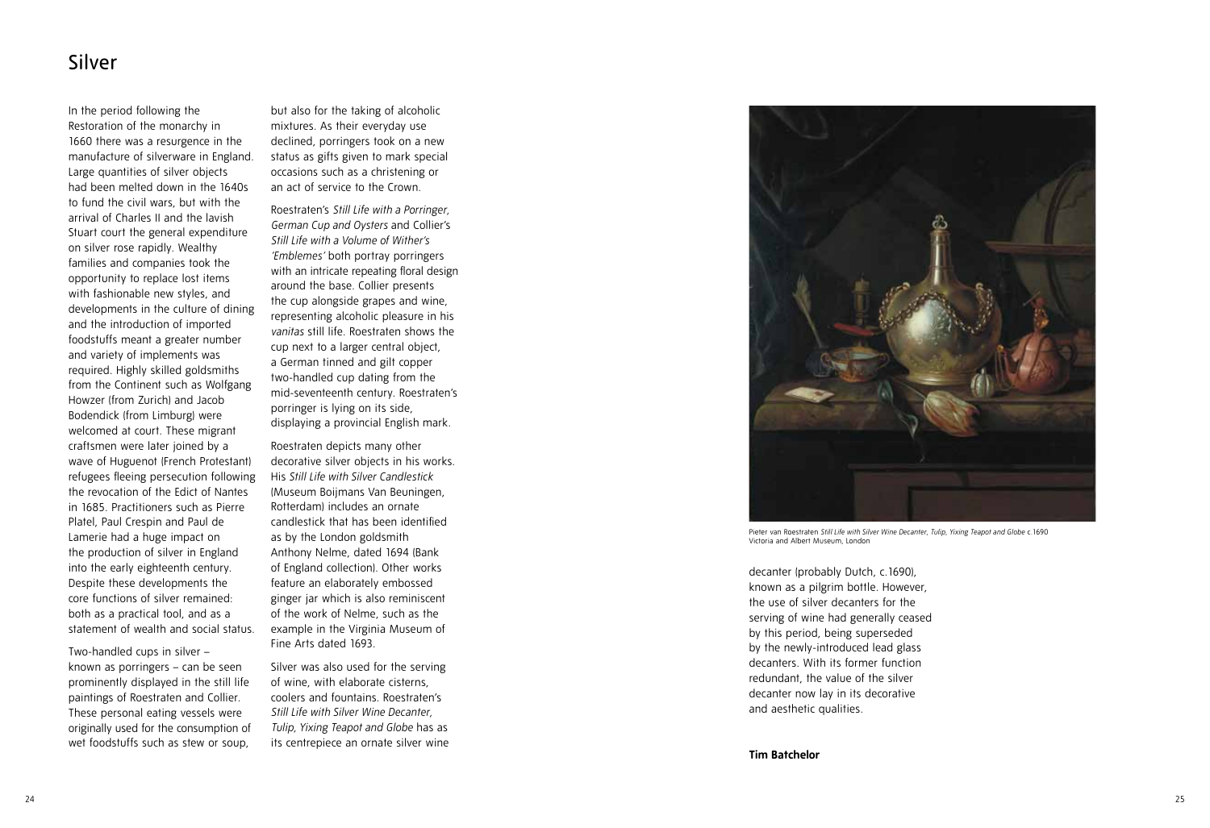# Silver

In the period following the Restoration of the monarchy in 1660 there was a resurgence in the manufacture of silverware in England. Large quantities of silver objects had been melted down in the 1640s to fund the civil wars, but with the arrival of Charles II and the lavish Stuart court the general expenditure on silver rose rapidly. Wealthy families and companies took the opportunity to replace lost items with fashionable new styles, and developments in the culture of dining and the introduction of imported foodstuffs meant a greater number and variety of implements was required. Highly skilled goldsmiths from the Continent such as Wolfgang Howzer (from Zurich) and Jacob Bodendick (from Limburg) were welcomed at court. These migrant craftsmen were later joined by a wave of Huguenot (French Protestant) refugees fleeing persecution following the revocation of the Edict of Nantes in 1685. Practitioners such as Pierre Platel, Paul Crespin and Paul de Lamerie had a huge impact on the production of silver in England into the early eighteenth century. Despite these developments the core functions of silver remained: both as a practical tool, and as a statement of wealth and social status.

Two-handled cups in silver – known as porringers – can be seen prominently displayed in the still life paintings of Roestraten and Collier. These personal eating vessels were originally used for the consumption of wet foodstuffs such as stew or soup, but also for the taking of alcoholic mixtures. As their everyday use declined, porringers took on a new status as gifts given to mark special occasions such as a christening or an act of service to the Crown.

Roestraten's *Still Life with a Porringer, German Cup and Oysters* and Collier's *Still Life with a Volume of Wither's 'Emblemes'* both portray porringers with an intricate repeating floral design around the base. Collier presents the cup alongside grapes and wine, representing alcoholic pleasure in his *vanitas* still life. Roestraten shows the cup next to a larger central object, a German tinned and gilt copper two-handled cup dating from the mid-seventeenth century. Roestraten's porringer is lying on its side, displaying a provincial English mark.

Roestraten depicts many other decorative silver objects in his works. His *Still Life with Silver Candlestick* (Museum Boijmans Van Beuningen, Rotterdam) includes an ornate candlestick that has been identified as by the London goldsmith Anthony Nelme, dated 1694 (Bank of England collection). Other works feature an elaborately embossed ginger jar which is also reminiscent of the work of Nelme, such as the example in the Virginia Museum of Fine Arts dated 1693.

Silver was also used for the serving of wine, with elaborate cisterns, coolers and fountains. Roestraten's *Still Life with Silver Wine Decanter, Tulip, Yixing Teapot and Globe* has as its centrepiece an ornate silver wine decanter (probably Dutch, c.1690), known as a pilgrim bottle. However, the use of silver decanters for the serving of wine had generally ceased by this period, being superseded by the newly-introduced lead glass decanters. With its former function redundant, the value of the silver decanter now lay in its decorative and aesthetic qualities.

Pieter van Roestraten *Still Life with Silver Wine Decanter, Tulip, Yixing Teapot and Globe* c.1690
Victoria and Albert Museum, London

**Tim Batchelor**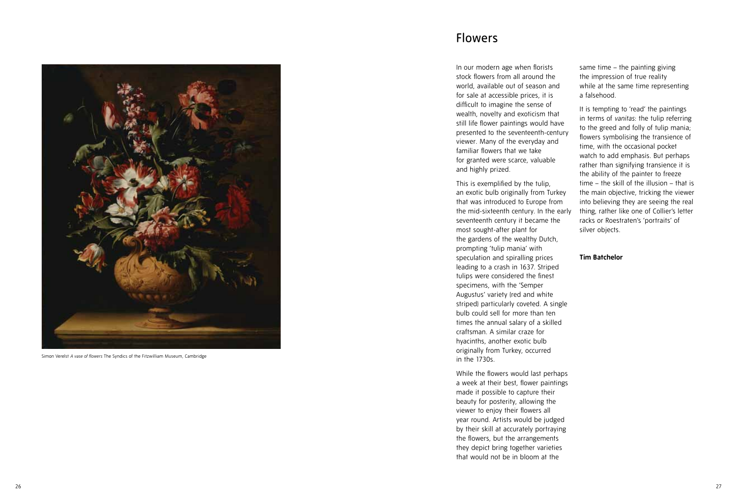Simon Verelst *A vase of flowers* The Syndics of the Fitzwilliam Museum, Cambridge

# Flowers

In our modern age when florists stock flowers from all around the world, available out of season and for sale at accessible prices, it is difficult to imagine the sense of wealth, novelty and exoticism that still life flower paintings would have presented to the seventeenth-century viewer. Many of the everyday and familiar flowers that we take for granted were scarce, valuable and highly prized.

This is exemplified by the tulip, an exotic bulb originally from Turkey that was introduced to Europe from the mid-sixteenth century. In the early seventeenth century it became the most sought-after plant for the gardens of the wealthy Dutch, prompting 'tulip mania' with speculation and spiralling prices leading to a crash in 1637. Striped tulips were considered the finest specimens, with the 'Semper Augustus' variety (red and white striped) particularly coveted. A single bulb could sell for more than ten times the annual salary of a skilled craftsman. A similar craze for hyacinths, another exotic bulb originally from Turkey, occurred in the 1730s.

While the flowers would last perhaps a week at their best, flower paintings made it possible to capture their beauty for posterity, allowing the viewer to enjoy their flowers all year round. Artists would be judged by their skill at accurately portraying the flowers, but the arrangements they depict bring together varieties that would not be in bloom at the same time – the painting giving the impression of true reality while at the same time representing a falsehood.

It is tempting to 'read' the paintings in terms of *vanitas*: the tulip referring to the greed and folly of tulip mania; flowers symbolising the transience of time, with the occasional pocket watch to add emphasis. But perhaps rather than signifying transience it is the ability of the painter to freeze time – the skill of the illusion – that is the main objective, tricking the viewer into believing they are seeing the real thing, rather like one of Collier's letter racks or Roestraten's 'portraits' of silver objects.

**Tim Batchelor**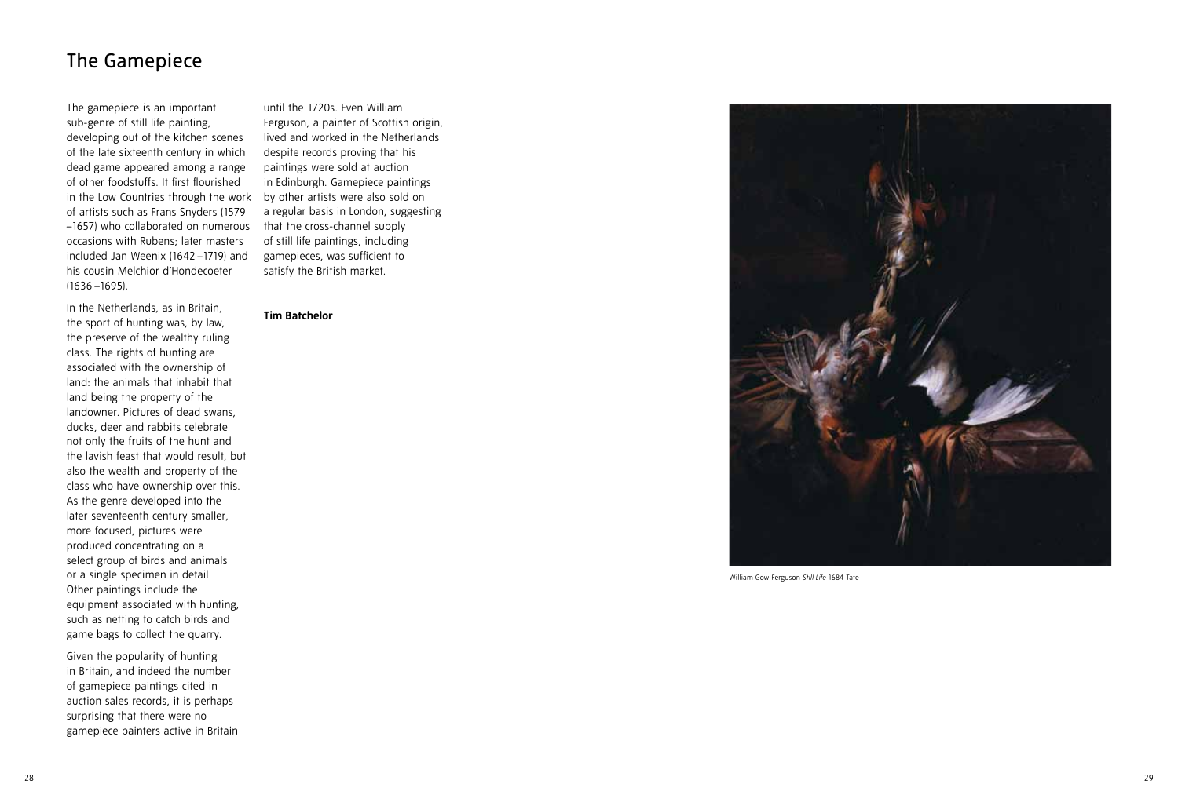# The Gamepiece

The gamepiece is an important sub-genre of still life painting, developing out of the kitchen scenes of the late sixteenth century in which dead game appeared among a range of other foodstuffs. It first flourished in the Low Countries through the work of artists such as Frans Snyders (1579 –1657) who collaborated on numerous occasions with Rubens; later masters included Jan Weenix (1642 –1719) and his cousin Melchior d'Hondecoeter (1636 –1695).

In the Netherlands, as in Britain, the sport of hunting was, by law, the preserve of the wealthy ruling class. The rights of hunting are associated with the ownership of land: the animals that inhabit that land being the property of the landowner. Pictures of dead swans, ducks, deer and rabbits celebrate not only the fruits of the hunt and the lavish feast that would result, but also the wealth and property of the class who have ownership over this. As the genre developed into the later seventeenth century smaller, more focused, pictures were produced concentrating on a select group of birds and animals or a single specimen in detail. Other paintings include the equipment associated with hunting, such as netting to catch birds and game bags to collect the quarry.

Given the popularity of hunting in Britain, and indeed the number of gamepiece paintings cited in auction sales records, it is perhaps surprising that there were no gamepiece painters active in Britain until the 1720s. Even William Ferguson, a painter of Scottish origin, lived and worked in the Netherlands despite records proving that his paintings were sold at auction in Edinburgh. Gamepiece paintings by other artists were also sold on a regular basis in London, suggesting that the cross-channel supply of still life paintings, including gamepieces, was sufficient to satisfy the British market.

**Tim Batchelor**

William Gow Ferguson *Still Life* 1684 Tate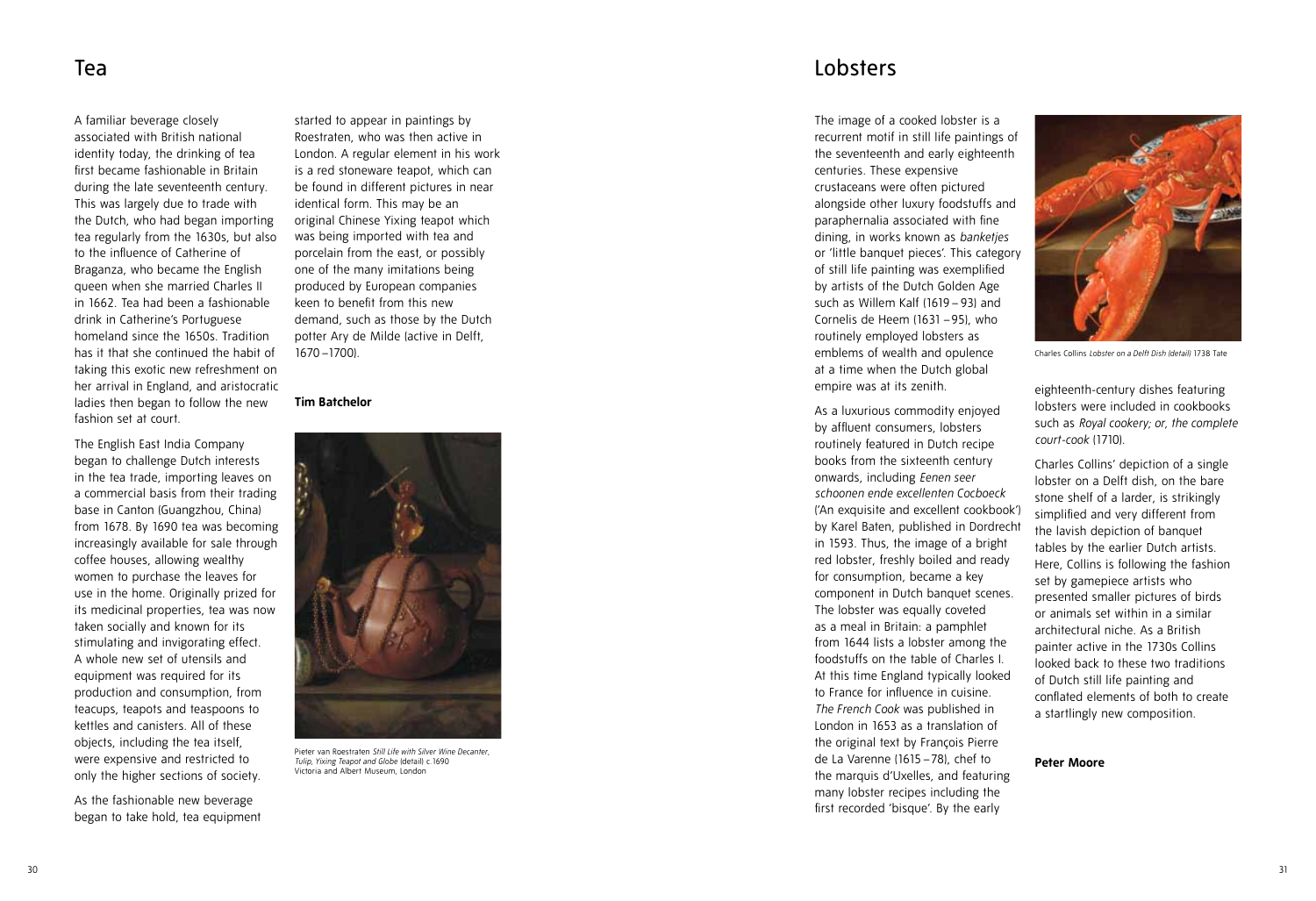# Tea

A familiar beverage closely associated with British national identity today, the drinking of tea first became fashionable in Britain during the late seventeenth century. This was largely due to trade with the Dutch, who had began importing tea regularly from the 1630s, but also to the influence of Catherine of Braganza, who became the English queen when she married Charles II in 1662. Tea had been a fashionable drink in Catherine's Portuguese homeland since the 1650s. Tradition has it that she continued the habit of taking this exotic new refreshment on her arrival in England, and aristocratic ladies then began to follow the new fashion set at court.

The English East India Company began to challenge Dutch interests in the tea trade, importing leaves on a commercial basis from their trading base in Canton (Guangzhou, China) from 1678. By 1690 tea was becoming increasingly available for sale through coffee houses, allowing wealthy women to purchase the leaves for use in the home. Originally prized for its medicinal properties, tea was now taken socially and known for its stimulating and invigorating effect. A whole new set of utensils and equipment was required for its production and consumption, from teacups, teapots and teaspoons to kettles and canisters. All of these objects, including the tea itself, were expensive and restricted to only the higher sections of society.

As the fashionable new beverage began to take hold, tea equipment started to appear in paintings by Roestraten, who was then active in London. A regular element in his work is a red stoneware teapot, which can be found in different pictures in near identical form. This may be an original Chinese Yixing teapot which was being imported with tea and porcelain from the east, or possibly one of the many imitations being produced by European companies keen to benefit from this new demand, such as those by the Dutch potter Ary de Milde (active in Delft, 1670 –1700).

**Tim Batchelor**

Pieter van Roestraten *Still Life with Silver Wine Decanter, Tulip, Yixing Teapot and Globe* (detail) c.1690 Victoria and Albert Museum, London

# Lobsters

The image of a cooked lobster is a recurrent motif in still life paintings of the seventeenth and early eighteenth centuries. These expensive crustaceans were often pictured alongside other luxury foodstuffs and paraphernalia associated with fine dining, in works known as *banketjes* or 'little banquet pieces'. This category of still life painting was exemplified by artists of the Dutch Golden Age such as Willem Kalf (1619 – 93) and Cornelis de Heem (1631 – 95), who routinely employed lobsters as emblems of wealth and opulence at a time when the Dutch global empire was at its zenith.

As a luxurious commodity enjoyed by affluent consumers, lobsters routinely featured in Dutch recipe books from the sixteenth century onwards, including *Eenen seer schoonen ende excellenten Cocboeck* ('An exquisite and excellent cookbook') by Karel Baten, published in Dordrecht in 1593. Thus, the image of a bright red lobster, freshly boiled and ready for consumption, became a key component in Dutch banquet scenes. The lobster was equally coveted as a meal in Britain: a pamphlet from 1644 lists a lobster among the foodstuffs on the table of Charles I. At this time England typically looked to France for influence in cuisine. *The French Cook* was published in London in 1653 as a translation of the original text by François Pierre de La Varenne (1615 – 78), chef to the marquis d'Uxelles, and featuring many lobster recipes including the first recorded 'bisque'. By the early eighteenth-century dishes featuring lobsters were included in cookbooks such as *Royal cookery; or, the complete court-cook* (1710).

Charles Collins *Lobster on a Delft Dish (detail)* 1738 Tate

Charles Collins' depiction of a single lobster on a Delft dish, on the bare stone shelf of a larder, is strikingly simplified and very different from the lavish depiction of banquet tables by the earlier Dutch artists. Here, Collins is following the fashion set by gamepiece artists who presented smaller pictures of birds or animals set within in a similar architectural niche. As a British painter active in the 1730s Collins looked back to these two traditions of Dutch still life painting and conflated elements of both to create a startlingly new composition.

**Peter Moore**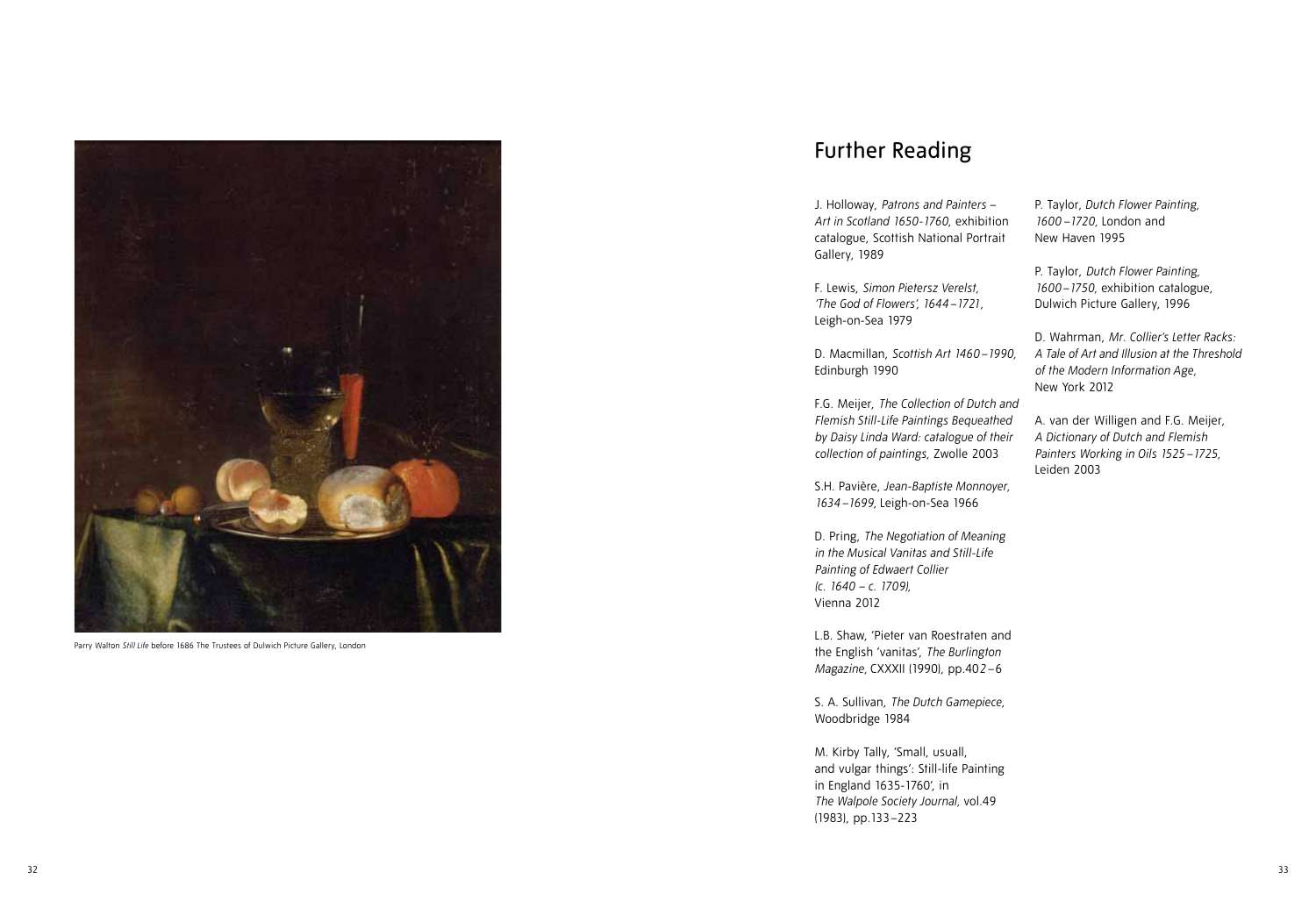Parry Walton *Still Life* before 1686 The Trustees of Dulwich Picture Gallery, London

# Further Reading

J. Holloway, *Patrons and Painters – Art in Scotland 1650-1760*, exhibition catalogue, Scottish National Portrait Gallery, 1989

F. Lewis, *Simon Pietersz Verelst, 'The God of Flowers', 1644 – 1721*, Leigh-on-Sea 1979

D. Macmillan, *Scottish Art 1460 – 1990*, Edinburgh 1990

F.G. Meijer, *The Collection of Dutch and Flemish Still-Life Paintings Bequeathed by Daisy Linda Ward: catalogue of their collection of paintings*, Zwolle 2003

S.H. Pavière, *Jean-Baptiste Monnoyer, 1634 – 1699*, Leigh-on-Sea 1966

D. Pring, *The Negotiation of Meaning in the Musical Vanitas and Still-Life Painting of Edwaert Collier (c. 1640 – c. 1709)*, Vienna 2012

L.B. Shaw, 'Pieter van Roestraten and the English 'vanitas', *The Burlington Magazine*, CXXXII (1990), pp.402 – 6

S. A. Sullivan, *The Dutch Gamepiece*, Woodbridge 1984

M. Kirby Tally, 'Small, usuall, and vulgar things': Still-life Painting in England 1635-1760', in *The Walpole Society Journal*, vol.49 (1983), pp.133 – 223

P. Taylor, *Dutch Flower Painting, 1600 – 1720*, London and New Haven 1995

P. Taylor, *Dutch Flower Painting, 1600 – 1750*, exhibition catalogue, Dulwich Picture Gallery, 1996

D. Wahrman, *Mr. Collier's Letter Racks: A Tale of Art and Illusion at the Threshold of the Modern Information Age*, New York 2012

A. van der Willigen and F.G. Meijer, *A Dictionary of Dutch and Flemish Painters Working in Oils 1525 – 1725*, Leiden 2003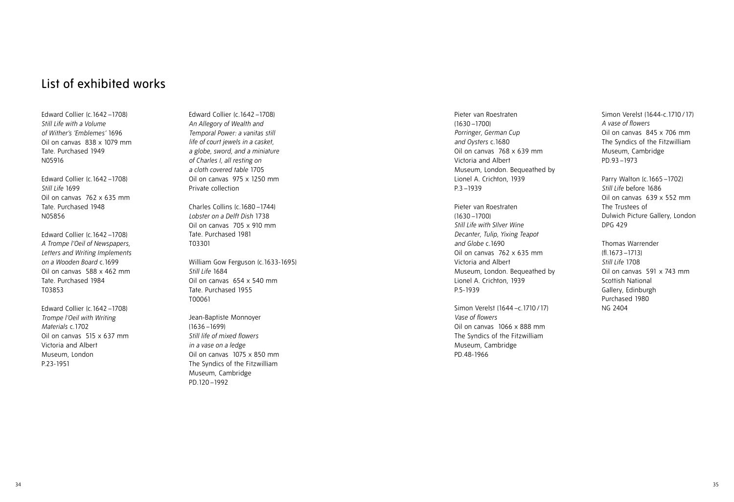# List of exhibited works

Edward Collier (c.1642 –1708)
*Still Life with a Volume of Wither's 'Emblemes'* 1696
Oil on canvas 838 x 1079 mm
Tate. Purchased 1949
N05916

Edward Collier (c.1642 –1708)
*Still Life* 1699
Oil on canvas 762 x 635 mm
Tate. Purchased 1948
N05856

Edward Collier (c.1642 –1708)
*A Trompe l'Oeil of Newspapers, Letters and Writing Implements on a Wooden Board* c.1699
Oil on canvas 588 x 462 mm
Tate. Purchased 1984
T03853

Edward Collier (c.1642 –1708)
*Trompe l'Oeil with Writing Materials* c.1702
Oil on canvas 515 x 637 mm
Victoria and Albert Museum, London
P.23-1951

Edward Collier (c.1642 –1708)
*An Allegory of Wealth and Temporal Power: a vanitas still life of court jewels in a casket, a globe, sword, and a miniature of Charles I, all resting on a cloth covered table* 1705
Oil on canvas 975 x 1250 mm
Private collection

Charles Collins (c.1680 –1744)
*Lobster on a Delft Dish* 1738
Oil on canvas 705 x 910 mm
Tate. Purchased 1981
T03301

William Gow Ferguson (c.1633-1695)
*Still Life* 1684
Oil on canvas 654 x 540 mm
Tate. Purchased 1955
T00061

Jean-Baptiste Monnoyer (1636 –1699)
*Still life of mixed flowers in a vase on a ledge*
Oil on canvas 1075 x 850 mm
The Syndics of the Fitzwilliam Museum, Cambridge
PD.120 –1992

Pieter van Roestraten (1630 –1700)
*Porringer, German Cup and Oysters* c.1680
Oil on canvas 768 x 639 mm
Victoria and Albert Museum, London. Bequeathed by Lionel A. Crichton, 1939
P.3 –1939

Pieter van Roestraten (1630 –1700)
*Still Life with SIlver Wine Decanter, Tulip, Yixing Teapot and Globe* c.1690
Oil on canvas 762 x 635 mm
Victoria and Albert Museum, London. Bequeathed by Lionel A. Crichton, 1939
P.5-1939

Simon Verelst (1644 –c.1710 / 17)
*Vase of flowers*
Oil on canvas 1066 x 888 mm
The Syndics of the Fitzwilliam Museum, Cambridge
PD.48-1966

Simon Verelst (1644-c.1710 / 17)
*A vase of flowers*
Oil on canvas 845 x 706 mm
The Syndics of the Fitzwilliam Museum, Cambridge
PD.93 –1973

Parry Walton (c.1665 –1702)
*Still Life* before 1686
Oil on canvas 639 x 552 mm
The Trustees of Dulwich Picture Gallery, London
DPG 429

Thomas Warrender (fl.1673 –1713)
*Still Life* 1708
Oil on canvas 591 x 743 mm
Scottish National Gallery, Edinburgh
Purchased 1980
NG 2404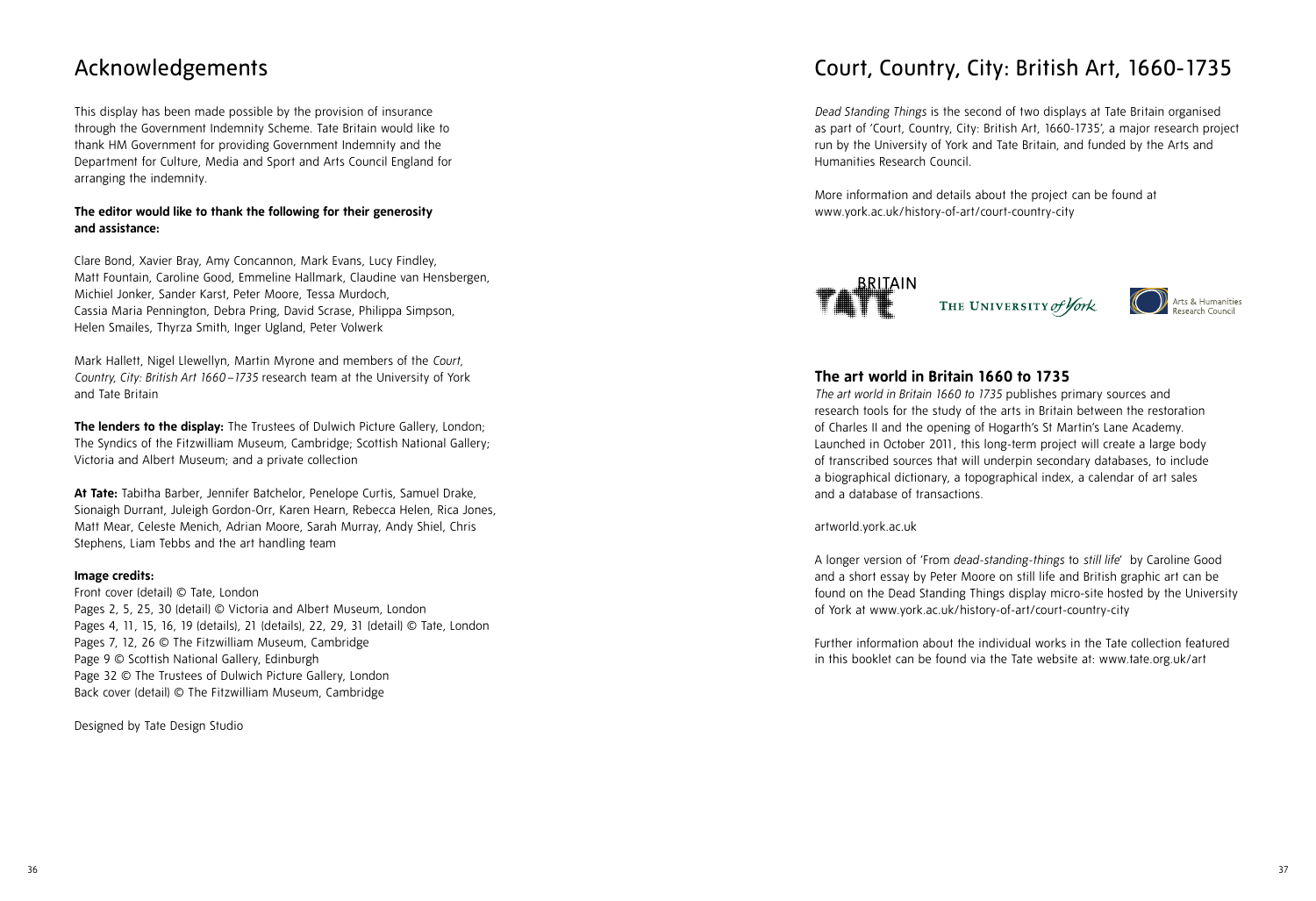# Acknowledgements

This display has been made possible by the provision of insurance through the Government Indemnity Scheme. Tate Britain would like to thank HM Government for providing Government Indemnity and the Department for Culture, Media and Sport and Arts Council England for arranging the indemnity.

**The editor would like to thank the following for their generosity and assistance:**

Clare Bond, Xavier Bray, Amy Concannon, Mark Evans, Lucy Findley, Matt Fountain, Caroline Good, Emmeline Hallmark, Claudine van Hensbergen, Michiel Jonker, Sander Karst, Peter Moore, Tessa Murdoch, Cassia Maria Pennington, Debra Pring, David Scrase, Philippa Simpson, Helen Smailes, Thyrza Smith, Inger Ugland, Peter Volwerk

Mark Hallett, Nigel Llewellyn, Martin Myrone and members of the *Court, Country, City: British Art 1660–1735* research team at the University of York and Tate Britain

**The lenders to the display:** The Trustees of Dulwich Picture Gallery, London; The Syndics of the Fitzwilliam Museum, Cambridge; Scottish National Gallery; Victoria and Albert Museum; and a private collection

**At Tate:** Tabitha Barber, Jennifer Batchelor, Penelope Curtis, Samuel Drake, Sionaigh Durrant, Juleigh Gordon-Orr, Karen Hearn, Rebecca Helen, Rica Jones, Matt Mear, Celeste Menich, Adrian Moore, Sarah Murray, Andy Shiel, Chris Stephens, Liam Tebbs and the art handling team

**Image credits:**

Front cover (detail) © Tate, London
Pages 2, 5, 25, 30 (detail) © Victoria and Albert Museum, London
Pages 4, 11, 15, 16, 19 (details), 21 (details), 22, 29, 31 (detail) © Tate, London
Pages 7, 12, 26 © The Fitzwilliam Museum, Cambridge
Page 9 © Scottish National Gallery, Edinburgh
Page 32 © The Trustees of Dulwich Picture Gallery, London
Back cover (detail) © The Fitzwilliam Museum, Cambridge

Designed by Tate Design Studio

# Court, Country, City: British Art, 1660-1735

*Dead Standing Things* is the second of two displays at Tate Britain organised as part of 'Court, Country, City: British Art, 1660-1735', a major research project run by the University of York and Tate Britain, and funded by the Arts and Humanities Research Council.

More information and details about the project can be found at www.york.ac.uk/history-of-art/court-country-city

TATE BRITAIN · THE UNIVERSITY of York · Arts & Humanities Research Council

## The art world in Britain 1660 to 1735

*The art world in Britain 1660 to 1735* publishes primary sources and research tools for the study of the arts in Britain between the restoration of Charles II and the opening of Hogarth's St Martin's Lane Academy. Launched in October 2011, this long-term project will create a large body of transcribed sources that will underpin secondary databases, to include a biographical dictionary, a topographical index, a calendar of art sales and a database of transactions.

artworld.york.ac.uk

A longer version of 'From *dead-standing-things* to *still life*' by Caroline Good and a short essay by Peter Moore on still life and British graphic art can be found on the Dead Standing Things display micro-site hosted by the University of York at www.york.ac.uk/history-of-art/court-country-city

Further information about the individual works in the Tate collection featured in this booklet can be found via the Tate website at: www.tate.org.uk/art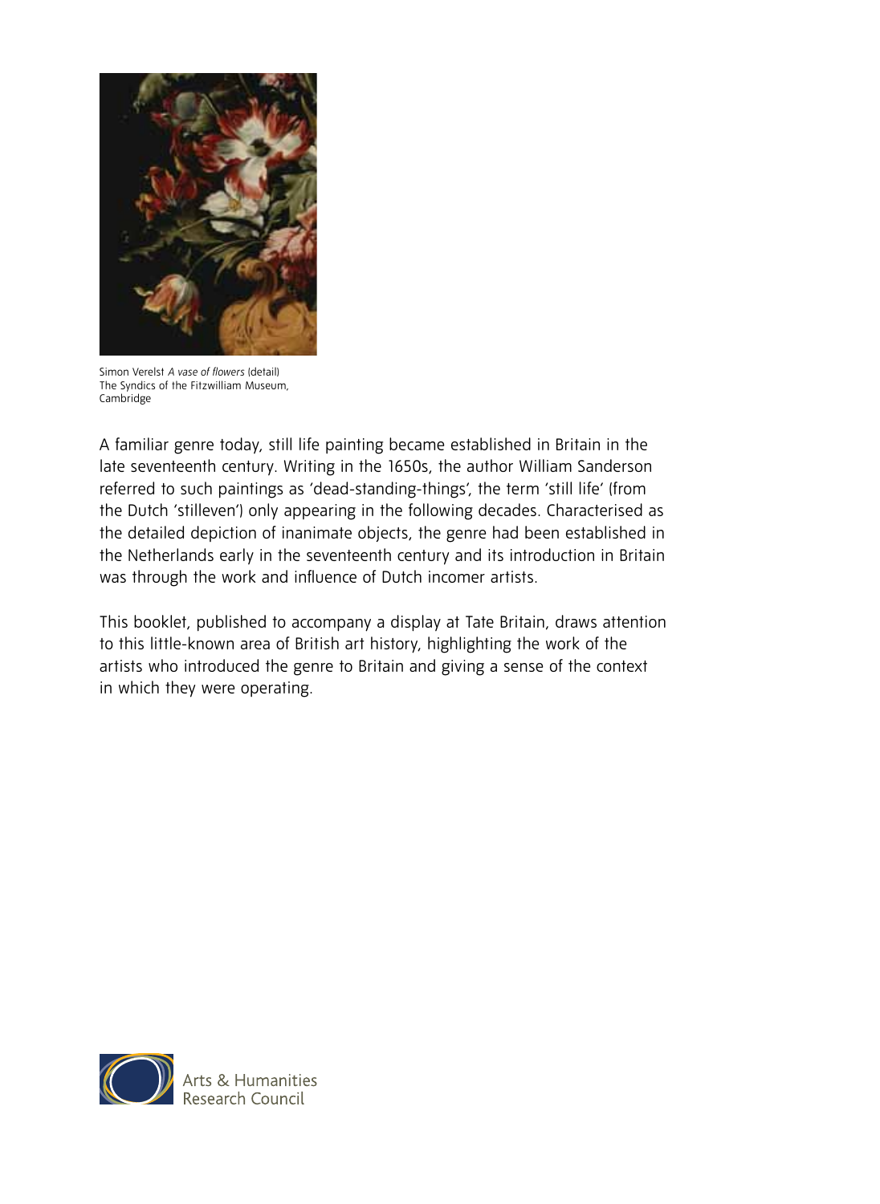Simon Verelst *A vase of flowers* (detail)
The Syndics of the Fitzwilliam Museum, Cambridge

A familiar genre today, still life painting became established in Britain in the late seventeenth century. Writing in the 1650s, the author William Sanderson referred to such paintings as 'dead-standing-things', the term 'still life' (from the Dutch 'stilleven') only appearing in the following decades. Characterised as the detailed depiction of inanimate objects, the genre had been established in the Netherlands early in the seventeenth century and its introduction in Britain was through the work and influence of Dutch incomer artists.

This booklet, published to accompany a display at Tate Britain, draws attention to this little-known area of British art history, highlighting the work of the artists who introduced the genre to Britain and giving a sense of the context in which they were operating.

Arts & Humanities Research Council